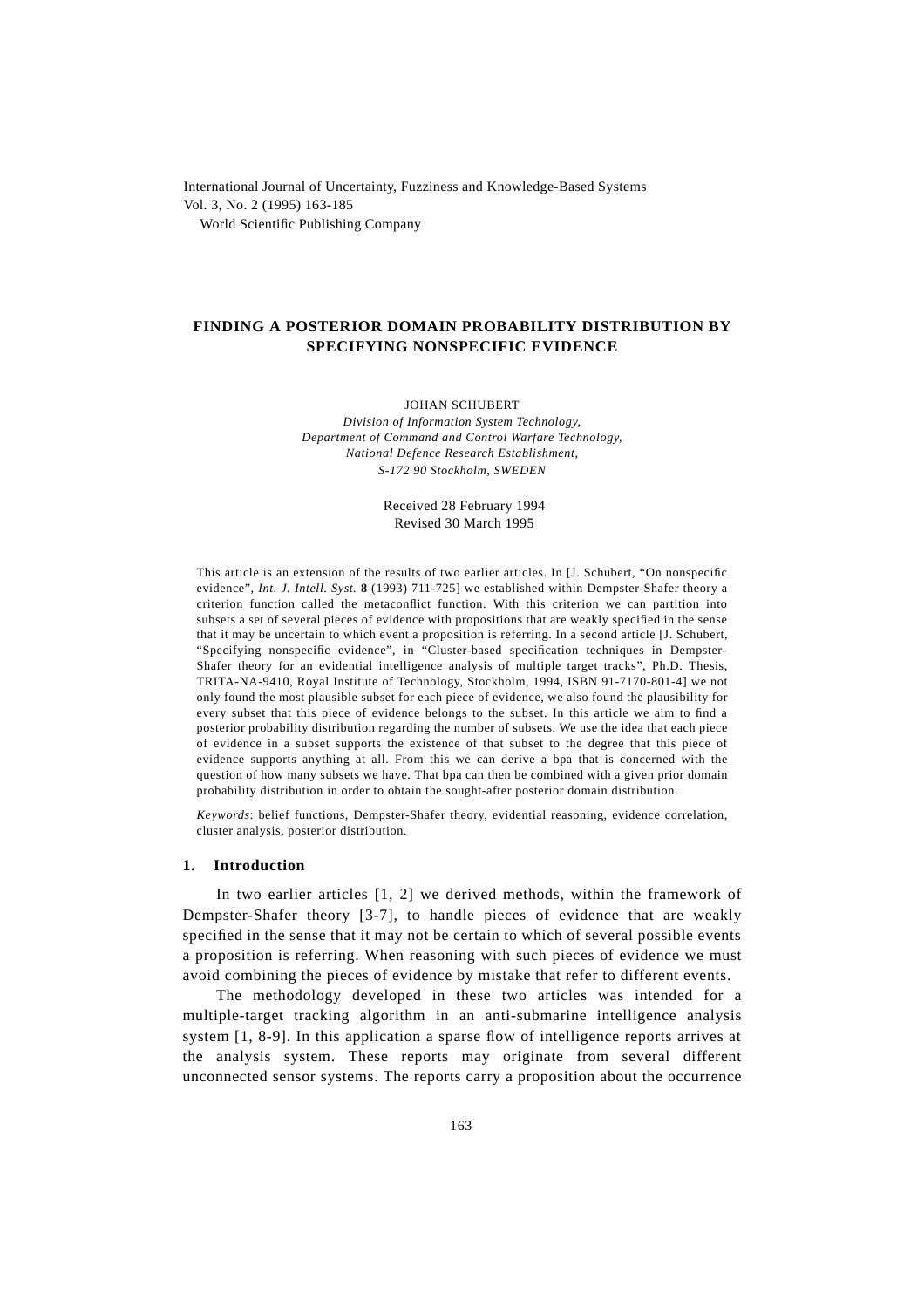International Journal of Uncertainty, Fuzziness and Knowledge-Based Systems
Vol. 3, No. 2 (1995) 163-185
World Scientific Publishing Company

# FINDING A POSTERIOR DOMAIN PROBABILITY DISTRIBUTION BY SPECIFYING NONSPECIFIC EVIDENCE

JOHAN SCHUBERT

*Division of Information System Technology,*
*Department of Command and Control Warfare Technology,*
*National Defence Research Establishment,*
*S-172 90 Stockholm, SWEDEN*

Received 28 February 1994
Revised 30 March 1995

This article is an extension of the results of two earlier articles. In [J. Schubert, "On nonspecific evidence", *Int. J. Intell. Syst.* **8** (1993) 711-725] we established within Dempster-Shafer theory a criterion function called the metaconflict function. With this criterion we can partition into subsets a set of several pieces of evidence with propositions that are weakly specified in the sense that it may be uncertain to which event a proposition is referring. In a second article [J. Schubert, "Specifying nonspecific evidence", in "Cluster-based specification techniques in Dempster-Shafer theory for an evidential intelligence analysis of multiple target tracks", Ph.D. Thesis, TRITA-NA-9410, Royal Institute of Technology, Stockholm, 1994, ISBN 91-7170-801-4] we not only found the most plausible subset for each piece of evidence, we also found the plausibility for every subset that this piece of evidence belongs to the subset. In this article we aim to find a posterior probability distribution regarding the number of subsets. We use the idea that each piece of evidence in a subset supports the existence of that subset to the degree that this piece of evidence supports anything at all. From this we can derive a bpa that is concerned with the question of how many subsets we have. That bpa can then be combined with a given prior domain probability distribution in order to obtain the sought-after posterior domain distribution.

*Keywords*: belief functions, Dempster-Shafer theory, evidential reasoning, evidence correlation, cluster analysis, posterior distribution.

## 1. Introduction

In two earlier articles [1, 2] we derived methods, within the framework of Dempster-Shafer theory [3-7], to handle pieces of evidence that are weakly specified in the sense that it may not be certain to which of several possible events a proposition is referring. When reasoning with such pieces of evidence we must avoid combining the pieces of evidence by mistake that refer to different events.

The methodology developed in these two articles was intended for a multiple-target tracking algorithm in an anti-submarine intelligence analysis system [1, 8-9]. In this application a sparse flow of intelligence reports arrives at the analysis system. These reports may originate from several different unconnected sensor systems. The reports carry a proposition about the occurrence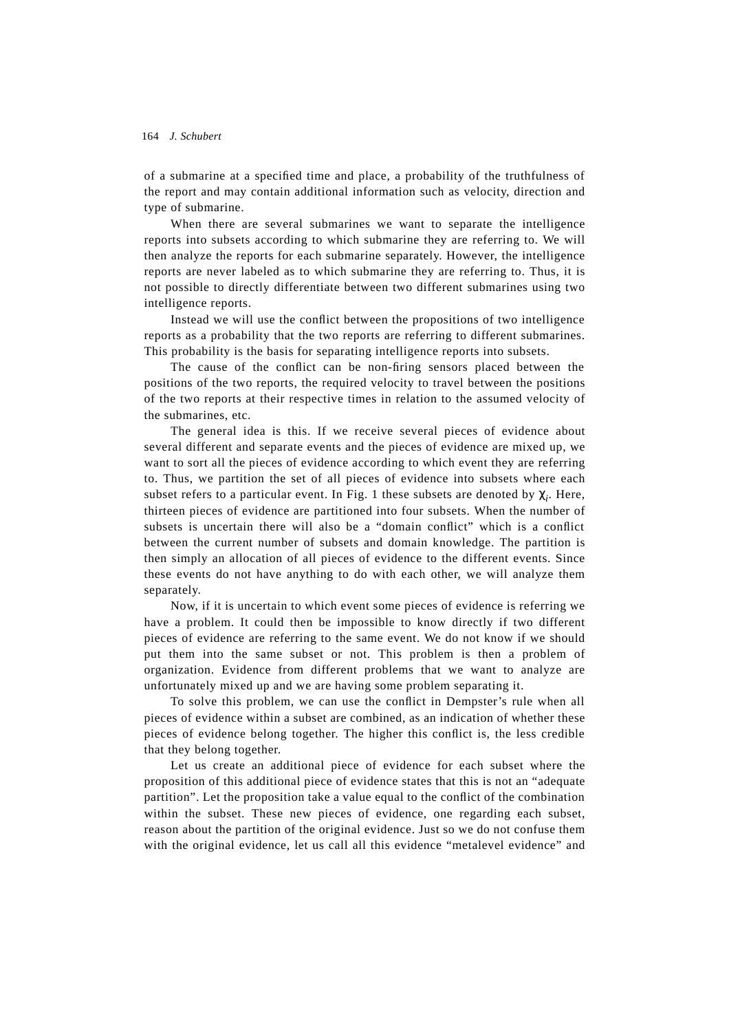of a submarine at a specified time and place, a probability of the truthfulness of the report and may contain additional information such as velocity, direction and type of submarine.

When there are several submarines we want to separate the intelligence reports into subsets according to which submarine they are referring to. We will then analyze the reports for each submarine separately. However, the intelligence reports are never labeled as to which submarine they are referring to. Thus, it is not possible to directly differentiate between two different submarines using two intelligence reports.

Instead we will use the conflict between the propositions of two intelligence reports as a probability that the two reports are referring to different submarines. This probability is the basis for separating intelligence reports into subsets.

The cause of the conflict can be non-firing sensors placed between the positions of the two reports, the required velocity to travel between the positions of the two reports at their respective times in relation to the assumed velocity of the submarines, etc.

The general idea is this. If we receive several pieces of evidence about several different and separate events and the pieces of evidence are mixed up, we want to sort all the pieces of evidence according to which event they are referring to. Thus, we partition the set of all pieces of evidence into subsets where each subset refers to a particular event. In Fig. 1 these subsets are denoted by $\chi_i$. Here, thirteen pieces of evidence are partitioned into four subsets. When the number of subsets is uncertain there will also be a "domain conflict" which is a conflict between the current number of subsets and domain knowledge. The partition is then simply an allocation of all pieces of evidence to the different events. Since these events do not have anything to do with each other, we will analyze them separately.

Now, if it is uncertain to which event some pieces of evidence is referring we have a problem. It could then be impossible to know directly if two different pieces of evidence are referring to the same event. We do not know if we should put them into the same subset or not. This problem is then a problem of organization. Evidence from different problems that we want to analyze are unfortunately mixed up and we are having some problem separating it.

To solve this problem, we can use the conflict in Dempster's rule when all pieces of evidence within a subset are combined, as an indication of whether these pieces of evidence belong together. The higher this conflict is, the less credible that they belong together.

Let us create an additional piece of evidence for each subset where the proposition of this additional piece of evidence states that this is not an "adequate partition". Let the proposition take a value equal to the conflict of the combination within the subset. These new pieces of evidence, one regarding each subset, reason about the partition of the original evidence. Just so we do not confuse them with the original evidence, let us call all this evidence "metalevel evidence" and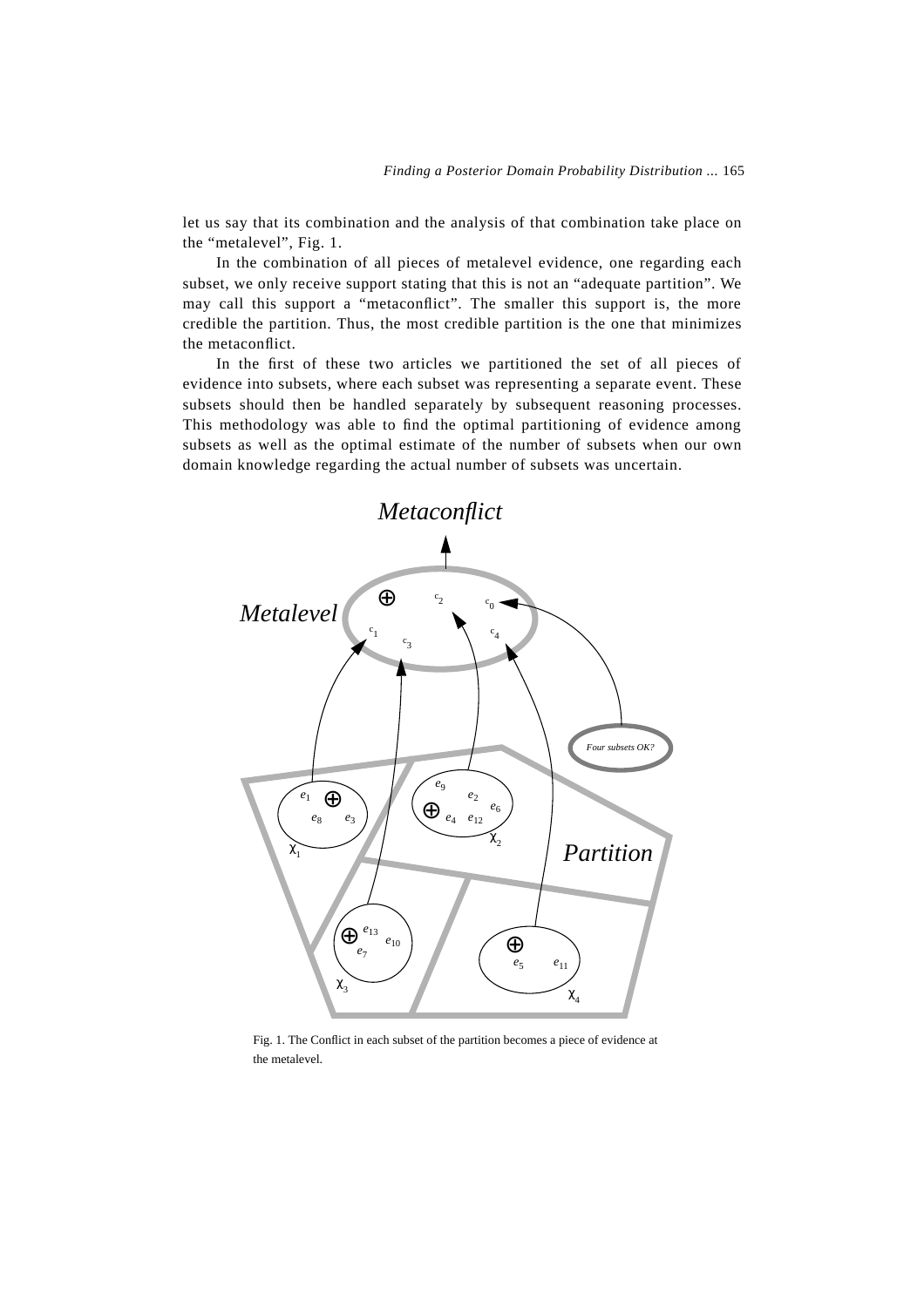let us say that its combination and the analysis of that combination take place on the "metalevel", Fig. 1.

In the combination of all pieces of metalevel evidence, one regarding each subset, we only receive support stating that this is not an "adequate partition". We may call this support a "metaconflict". The smaller this support is, the more credible the partition. Thus, the most credible partition is the one that minimizes the metaconflict.

In the first of these two articles we partitioned the set of all pieces of evidence into subsets, where each subset was representing a separate event. These subsets should then be handled separately by subsequent reasoning processes. This methodology was able to find the optimal partitioning of evidence among subsets as well as the optimal estimate of the number of subsets when our own domain knowledge regarding the actual number of subsets was uncertain.

Fig. 1. The Conflict in each subset of the partition becomes a piece of evidence at the metalevel.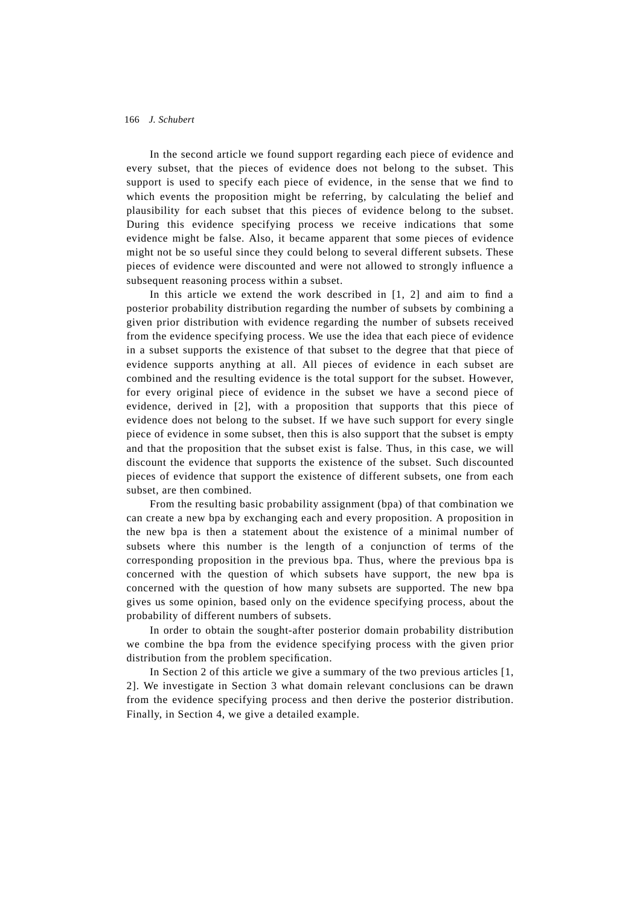In the second article we found support regarding each piece of evidence and every subset, that the pieces of evidence does not belong to the subset. This support is used to specify each piece of evidence, in the sense that we find to which events the proposition might be referring, by calculating the belief and plausibility for each subset that this pieces of evidence belong to the subset. During this evidence specifying process we receive indications that some evidence might be false. Also, it became apparent that some pieces of evidence might not be so useful since they could belong to several different subsets. These pieces of evidence were discounted and were not allowed to strongly influence a subsequent reasoning process within a subset.

In this article we extend the work described in [1, 2] and aim to find a posterior probability distribution regarding the number of subsets by combining a given prior distribution with evidence regarding the number of subsets received from the evidence specifying process. We use the idea that each piece of evidence in a subset supports the existence of that subset to the degree that that piece of evidence supports anything at all. All pieces of evidence in each subset are combined and the resulting evidence is the total support for the subset. However, for every original piece of evidence in the subset we have a second piece of evidence, derived in [2], with a proposition that supports that this piece of evidence does not belong to the subset. If we have such support for every single piece of evidence in some subset, then this is also support that the subset is empty and that the proposition that the subset exist is false. Thus, in this case, we will discount the evidence that supports the existence of the subset. Such discounted pieces of evidence that support the existence of different subsets, one from each subset, are then combined.

From the resulting basic probability assignment (bpa) of that combination we can create a new bpa by exchanging each and every proposition. A proposition in the new bpa is then a statement about the existence of a minimal number of subsets where this number is the length of a conjunction of terms of the corresponding proposition in the previous bpa. Thus, where the previous bpa is concerned with the question of which subsets have support, the new bpa is concerned with the question of how many subsets are supported. The new bpa gives us some opinion, based only on the evidence specifying process, about the probability of different numbers of subsets.

In order to obtain the sought-after posterior domain probability distribution we combine the bpa from the evidence specifying process with the given prior distribution from the problem specification.

In Section 2 of this article we give a summary of the two previous articles [1, 2]. We investigate in Section 3 what domain relevant conclusions can be drawn from the evidence specifying process and then derive the posterior distribution. Finally, in Section 4, we give a detailed example.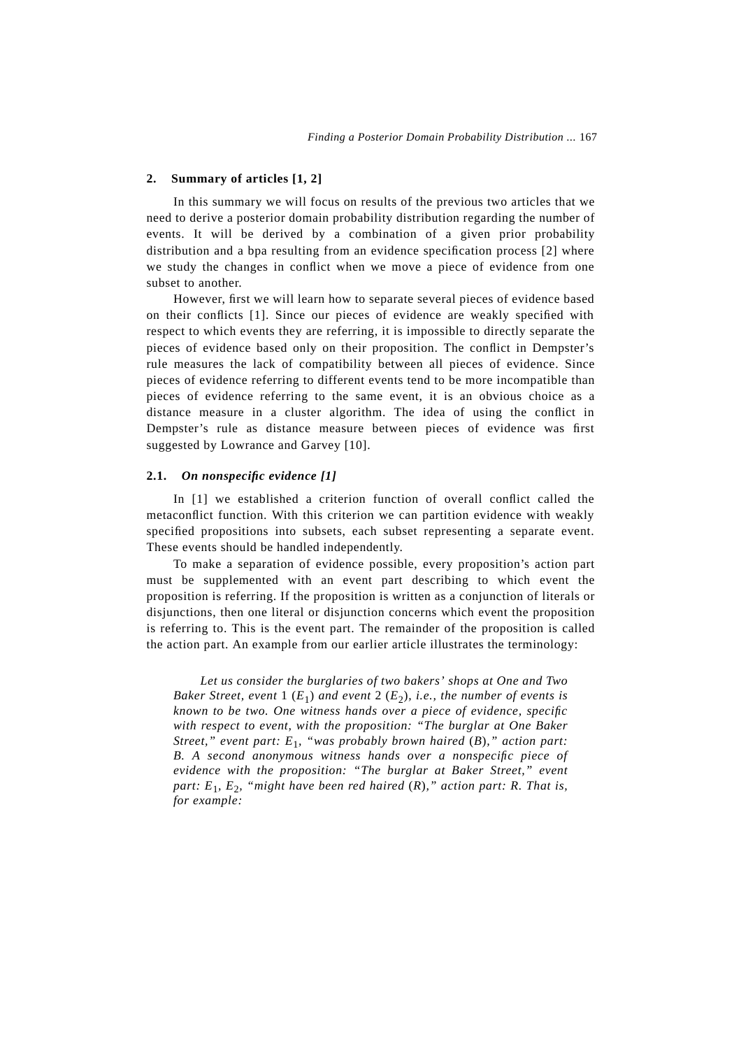## 2. Summary of articles [1, 2]

In this summary we will focus on results of the previous two articles that we need to derive a posterior domain probability distribution regarding the number of events. It will be derived by a combination of a given prior probability distribution and a bpa resulting from an evidence specification process [2] where we study the changes in conflict when we move a piece of evidence from one subset to another.

However, first we will learn how to separate several pieces of evidence based on their conflicts [1]. Since our pieces of evidence are weakly specified with respect to which events they are referring, it is impossible to directly separate the pieces of evidence based only on their proposition. The conflict in Dempster's rule measures the lack of compatibility between all pieces of evidence. Since pieces of evidence referring to different events tend to be more incompatible than pieces of evidence referring to the same event, it is an obvious choice as a distance measure in a cluster algorithm. The idea of using the conflict in Dempster's rule as distance measure between pieces of evidence was first suggested by Lowrance and Garvey [10].

### 2.1. *On nonspecific evidence [1]*

In [1] we established a criterion function of overall conflict called the metaconflict function. With this criterion we can partition evidence with weakly specified propositions into subsets, each subset representing a separate event. These events should be handled independently.

To make a separation of evidence possible, every proposition's action part must be supplemented with an event part describing to which event the proposition is referring. If the proposition is written as a conjunction of literals or disjunctions, then one literal or disjunction concerns which event the proposition is referring to. This is the event part. The remainder of the proposition is called the action part. An example from our earlier article illustrates the terminology:

> *Let us consider the burglaries of two bakers' shops at One and Two Baker Street, event* 1 ($E_1$) *and event* 2 ($E_2$)*, i.e., the number of events is known to be two. One witness hands over a piece of evidence, specific with respect to event, with the proposition: "The burglar at One Baker Street," event part:* $E_1$*, "was probably brown haired* ($B$)*," action part: B. A second anonymous witness hands over a nonspecific piece of evidence with the proposition: "The burglar at Baker Street," event part:* $E_1$, $E_2$*, "might have been red haired* ($R$)*," action part: R. That is, for example:*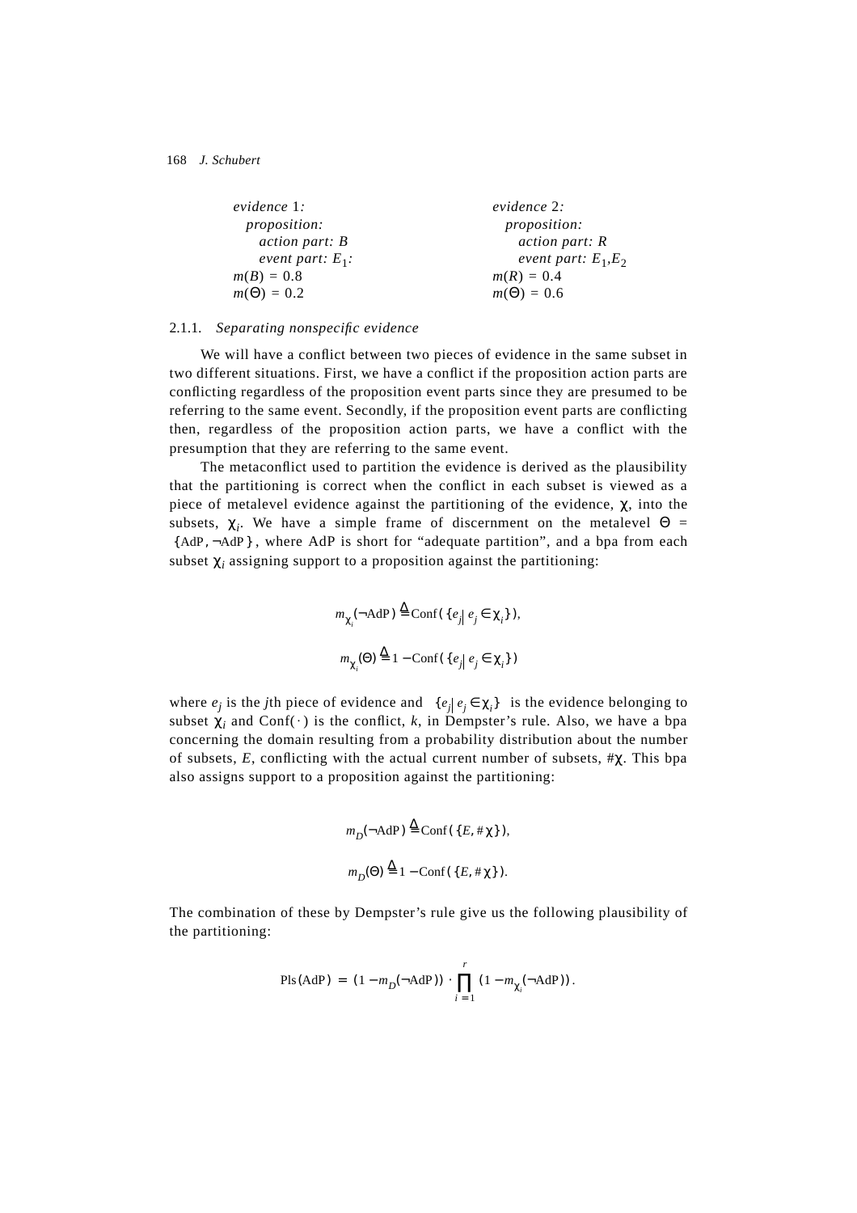*evidence* 1*:*
  *proposition:*
    *action part: B*
    *event part:* $E_1$*:*
$m(B) = 0.8$
$m(\Theta) = 0.2$

*evidence* 2*:*
  *proposition:*
    *action part: R*
    *event part:* $E_1, E_2$
$m(R) = 0.4$
$m(\Theta) = 0.6$

#### 2.1.1. *Separating nonspecific evidence*

We will have a conflict between two pieces of evidence in the same subset in two different situations. First, we have a conflict if the proposition action parts are conflicting regardless of the proposition event parts since they are presumed to be referring to the same event. Secondly, if the proposition event parts are conflicting then, regardless of the proposition action parts, we have a conflict with the presumption that they are referring to the same event.

The metaconflict used to partition the evidence is derived as the plausibility that the partitioning is correct when the conflict in each subset is viewed as a piece of metalevel evidence against the partitioning of the evidence, $\chi$, into the subsets, $\chi_i$. We have a simple frame of discernment on the metalevel $\Theta = \{\mathrm{AdP}, \neg\mathrm{AdP}\}$, where AdP is short for "adequate partition", and a bpa from each subset $\chi_i$ assigning support to a proposition against the partitioning:

$$m_{\chi_i}(\neg\mathrm{AdP}) \triangleq \mathrm{Conf}(\{e_j | e_j \in \chi_i\}),$$

$$m_{\chi_i}(\Theta) \triangleq 1 - \mathrm{Conf}(\{e_j | e_j \in \chi_i\})$$

where $e_j$ is the $j$th piece of evidence and $\{e_j | e_j \in \chi_i\}$ is the evidence belonging to subset $\chi_i$ and $\mathrm{Conf}(\cdot)$ is the conflict, $k$, in Dempster's rule. Also, we have a bpa concerning the domain resulting from a probability distribution about the number of subsets, $E$, conflicting with the actual current number of subsets, $\#\chi$. This bpa also assigns support to a proposition against the partitioning:

$$m_D(\neg\mathrm{AdP}) \triangleq \mathrm{Conf}(\{E, \#\chi\}),$$

$$m_D(\Theta) \triangleq 1 - \mathrm{Conf}(\{E, \#\chi\}).$$

The combination of these by Dempster's rule give us the following plausibility of the partitioning:

$$\mathrm{Pls}(\mathrm{AdP}) = (1 - m_D(\neg\mathrm{AdP})) \cdot \prod_{i=1}^{r} (1 - m_{\chi_i}(\neg\mathrm{AdP})).$$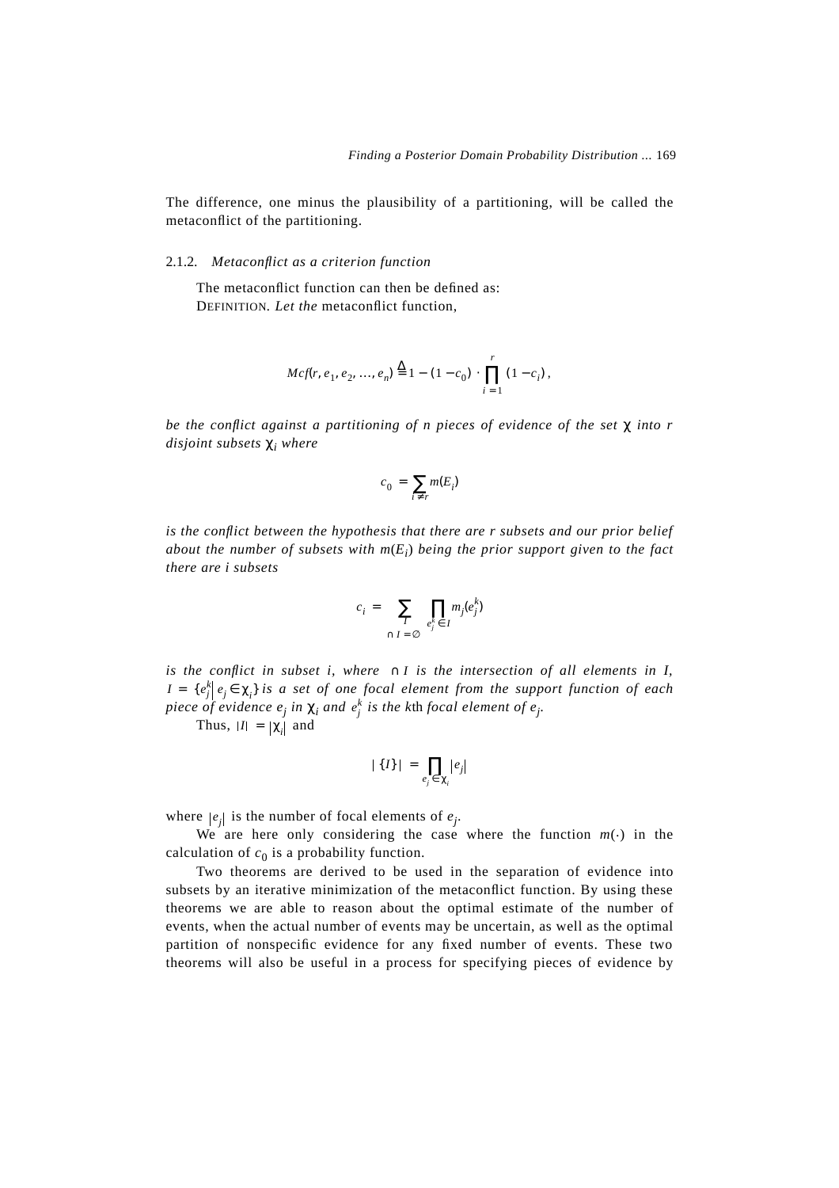The difference, one minus the plausibility of a partitioning, will be called the metaconflict of the partitioning.

### 2.1.2. *Metaconflict as a criterion function*

The metaconflict function can then be defined as:

DEFINITION. *Let the* metaconflict function,

$$Mcf(r, e_1, e_2, \ldots, e_n) \triangleq 1 - (1 - c_0) \cdot \prod_{i=1}^{r} (1 - c_i),$$

*be the conflict against a partitioning of n pieces of evidence of the set* $\chi$ *into r disjoint subsets* $\chi_i$ *where*

$$c_0 = \sum_{i \neq r} m(E_i)$$

*is the conflict between the hypothesis that there are r subsets and our prior belief about the number of subsets with* $m(E_i)$ *being the prior support given to the fact there are i subsets*

$$c_i = \sum_{\substack{I \\ \cap I = \emptyset}} \prod_{e_j^k \in I} m_j(e_j^k)$$

*is the conflict in subset i, where* $\cap I$ *is the intersection of all elements in I,* $I = \{e_j^k | e_j \in \chi_i\}$ *is a set of one focal element from the support function of each piece of evidence* $e_j$ *in* $\chi_i$ *and* $e_j^k$ *is the k*th *focal element of* $e_j$.

Thus, $|I| = |\chi_i|$ and

$$|\{I\}| = \prod_{e_j \in \chi_i} |e_j|$$

where $|e_j|$ is the number of focal elements of $e_j$.

We are here only considering the case where the function $m(\cdot)$ in the calculation of $c_0$ is a probability function.

Two theorems are derived to be used in the separation of evidence into subsets by an iterative minimization of the metaconflict function. By using these theorems we are able to reason about the optimal estimate of the number of events, when the actual number of events may be uncertain, as well as the optimal partition of nonspecific evidence for any fixed number of events. These two theorems will also be useful in a process for specifying pieces of evidence by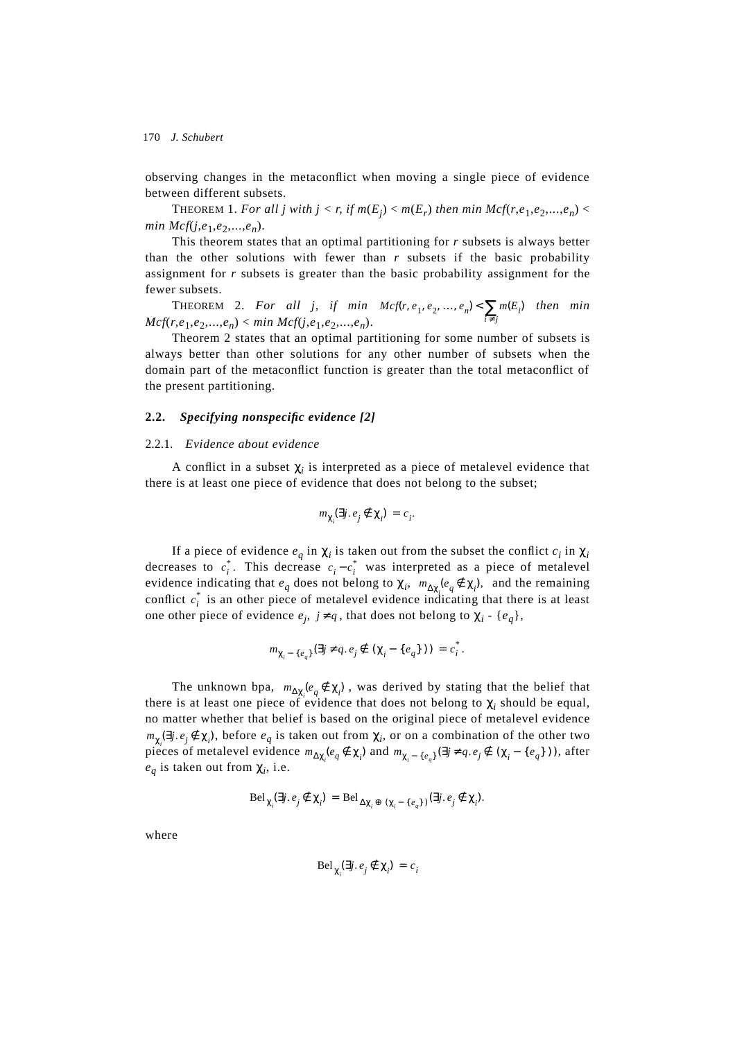observing changes in the metaconflict when moving a single piece of evidence between different subsets.

THEOREM 1. *For all j with $j < r$, if $m(E_j) < m(E_r)$ then min $Mcf(r, e_1, e_2, \ldots, e_n) <$ min $Mcf(j, e_1, e_2, \ldots, e_n)$.*

This theorem states that an optimal partitioning for $r$ subsets is always better than the other solutions with fewer than $r$ subsets if the basic probability assignment for $r$ subsets is greater than the basic probability assignment for the fewer subsets.

THEOREM 2. *For all j, if min $Mcf(r, e_1, e_2, \ldots, e_n) < \sum_{i \neq j} m(E_i)$ then min $Mcf(r, e_1, e_2, \ldots, e_n) <$ min $Mcf(j, e_1, e_2, \ldots, e_n)$.*

Theorem 2 states that an optimal partitioning for some number of subsets is always better than other solutions for any other number of subsets when the domain part of the metaconflict function is greater than the total metaconflict of the present partitioning.

## 2.2. *Specifying nonspecific evidence [2]*

### 2.2.1. *Evidence about evidence*

A conflict in a subset $\chi_i$ is interpreted as a piece of metalevel evidence that there is at least one piece of evidence that does not belong to the subset;

$$m_{\chi_i}(\exists j.\, e_j \notin \chi_i) = c_i.$$

If a piece of evidence $e_q$ in $\chi_i$ is taken out from the subset the conflict $c_i$ in $\chi_i$ decreases to $c_i^*$. This decrease $c_i - c_i^*$ was interpreted as a piece of metalevel evidence indicating that $e_q$ does not belong to $\chi_i$, $m_{\Delta\chi_i}(e_q \notin \chi_i)$, and the remaining conflict $c_i^*$ is an other piece of metalevel evidence indicating that there is at least one other piece of evidence $e_j$, $j \neq q$, that does not belong to $\chi_i$ - $\{e_q\}$,

$$m_{\chi_i - \{e_q\}}(\exists j \neq q.\, e_j \notin (\chi_i - \{e_q\})) = c_i^*.$$

The unknown bpa, $m_{\Delta\chi_i}(e_q \notin \chi_i)$, was derived by stating that the belief that there is at least one piece of evidence that does not belong to $\chi_i$ should be equal, no matter whether that belief is based on the original piece of metalevel evidence $m_{\chi_i}(\exists j.\, e_j \notin \chi_i)$, before $e_q$ is taken out from $\chi_i$, or on a combination of the other two pieces of metalevel evidence $m_{\Delta\chi_i}(e_q \notin \chi_i)$ and $m_{\chi_i - \{e_q\}}(\exists j \neq q.\, e_j \notin (\chi_i - \{e_q\}))$, after $e_q$ is taken out from $\chi_i$, i.e.

$$\mathrm{Bel}_{\chi_i}(\exists j.\, e_j \notin \chi_i) = \mathrm{Bel}_{\Delta\chi_i \oplus (\chi_i - \{e_q\})}(\exists j.\, e_j \notin \chi_i).$$

where

$$\mathrm{Bel}_{\chi_i}(\exists j.\, e_j \notin \chi_i) = c_i$$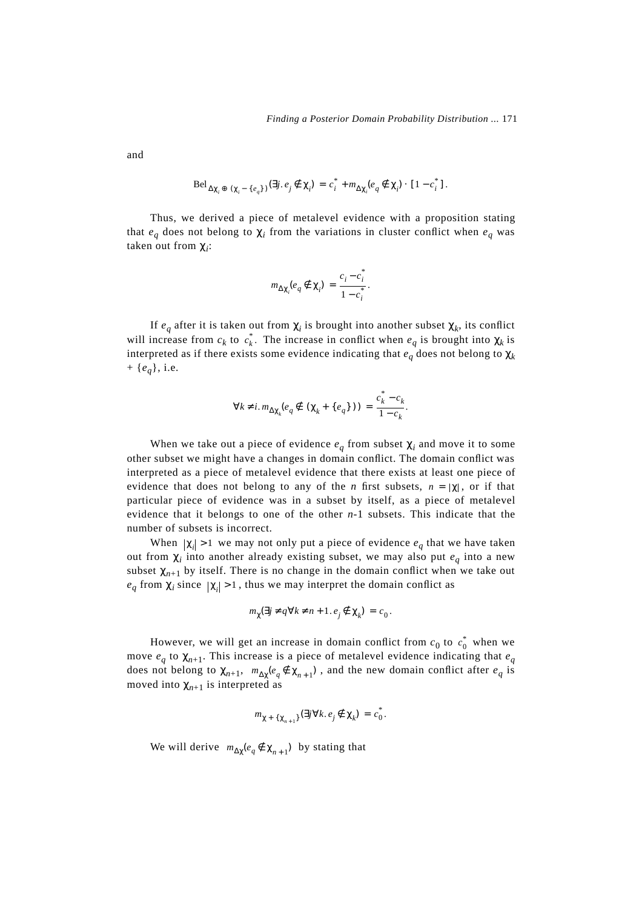and

$$\mathrm{Bel}_{\Delta\chi_i \oplus (\chi_i - \{e_q\})}(\exists j.\, e_j \notin \chi_i) = c_i^* + m_{\Delta\chi_i}(e_q \notin \chi_i) \cdot [1 - c_i^*].$$

Thus, we derived a piece of metalevel evidence with a proposition stating that $e_q$ does not belong to $\chi_i$ from the variations in cluster conflict when $e_q$ was taken out from $\chi_i$:

$$m_{\Delta\chi_i}(e_q \notin \chi_i) = \frac{c_i - c_i^*}{1 - c_i^*}.$$

If $e_q$ after it is taken out from $\chi_i$ is brought into another subset $\chi_k$, its conflict will increase from $c_k$ to $c_k^*$. The increase in conflict when $e_q$ is brought into $\chi_k$ is interpreted as if there exists some evidence indicating that $e_q$ does not belong to $\chi_k + \{e_q\}$, i.e.

$$\forall k \neq i.\, m_{\Delta\chi_k}(e_q \notin (\chi_k + \{e_q\})) = \frac{c_k^* - c_k}{1 - c_k}.$$

When we take out a piece of evidence $e_q$ from subset $\chi_i$ and move it to some other subset we might have a changes in domain conflict. The domain conflict was interpreted as a piece of metalevel evidence that there exists at least one piece of evidence that does not belong to any of the $n$ first subsets, $n = |\chi|$, or if that particular piece of evidence was in a subset by itself, as a piece of metalevel evidence that it belongs to one of the other $n$-1 subsets. This indicate that the number of subsets is incorrect.

When $|\chi_i| > 1$ we may not only put a piece of evidence $e_q$ that we have taken out from $\chi_i$ into another already existing subset, we may also put $e_q$ into a new subset $\chi_{n+1}$ by itself. There is no change in the domain conflict when we take out $e_q$ from $\chi_i$ since $|\chi_i| > 1$, thus we may interpret the domain conflict as

$$m_{\chi}(\exists j \neq q \forall k \neq n+1.\, e_j \notin \chi_k) = c_0.$$

However, we will get an increase in domain conflict from $c_0$ to $c_0^*$ when we move $e_q$ to $\chi_{n+1}$. This increase is a piece of metalevel evidence indicating that $e_q$ does not belong to $\chi_{n+1}$, $m_{\Delta\chi}(e_q \notin \chi_{n+1})$, and the new domain conflict after $e_q$ is moved into $\chi_{n+1}$ is interpreted as

$$m_{\chi + \{\chi_{n+1}\}}(\exists j \forall k.\, e_j \notin \chi_k) = c_0^*.$$

We will derive $m_{\Delta\chi}(e_q \notin \chi_{n+1})$ by stating that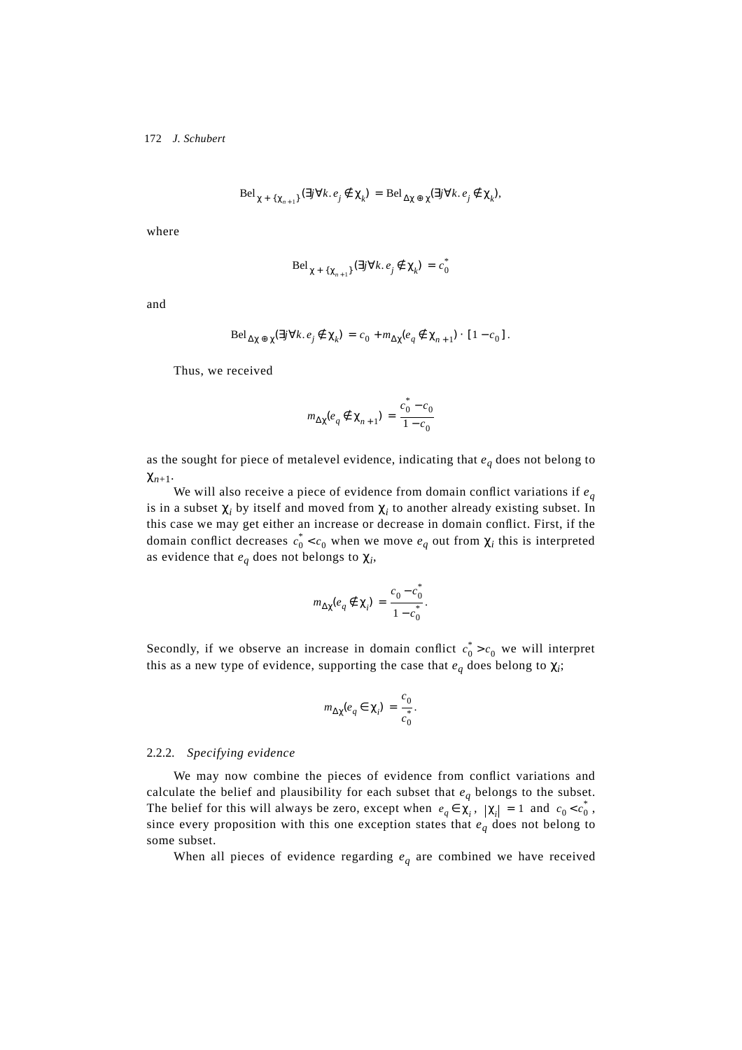$$\mathrm{Bel}_{\chi + \{\chi_{n+1}\}}(\exists j \forall k.\, e_j \notin \chi_k) = \mathrm{Bel}_{\Delta\chi \oplus \chi}(\exists j \forall k.\, e_j \notin \chi_k),$$

where

$$\mathrm{Bel}_{\chi + \{\chi_{n+1}\}}(\exists j \forall k.\, e_j \notin \chi_k) = c_0^*$$

and

$$\mathrm{Bel}_{\Delta\chi \oplus \chi}(\exists j \forall k.\, e_j \notin \chi_k) = c_0 + m_{\Delta\chi}(e_q \notin \chi_{n+1}) \cdot [1 - c_0].$$

Thus, we received

$$m_{\Delta\chi}(e_q \notin \chi_{n+1}) = \frac{c_0^* - c_0}{1 - c_0}$$

as the sought for piece of metalevel evidence, indicating that $e_q$ does not belong to $\chi_{n+1}$.

We will also receive a piece of evidence from domain conflict variations if $e_q$ is in a subset $\chi_i$ by itself and moved from $\chi_i$ to another already existing subset. In this case we may get either an increase or decrease in domain conflict. First, if the domain conflict decreases $c_0^* < c_0$ when we move $e_q$ out from $\chi_i$ this is interpreted as evidence that $e_q$ does not belongs to $\chi_i$,

$$m_{\Delta\chi}(e_q \notin \chi_i) = \frac{c_0 - c_0^*}{1 - c_0^*}.$$

Secondly, if we observe an increase in domain conflict $c_0^* > c_0$ we will interpret this as a new type of evidence, supporting the case that $e_q$ does belong to $\chi_i$;

$$m_{\Delta\chi}(e_q \in \chi_i) = \frac{c_0}{c_0^*}.$$

### 2.2.2. *Specifying evidence*

We may now combine the pieces of evidence from conflict variations and calculate the belief and plausibility for each subset that $e_q$ belongs to the subset. The belief for this will always be zero, except when $e_q \in \chi_i$, $|\chi_i| = 1$ and $c_0 < c_0^*$, since every proposition with this one exception states that $e_q$ does not belong to some subset.

When all pieces of evidence regarding $e_q$ are combined we have received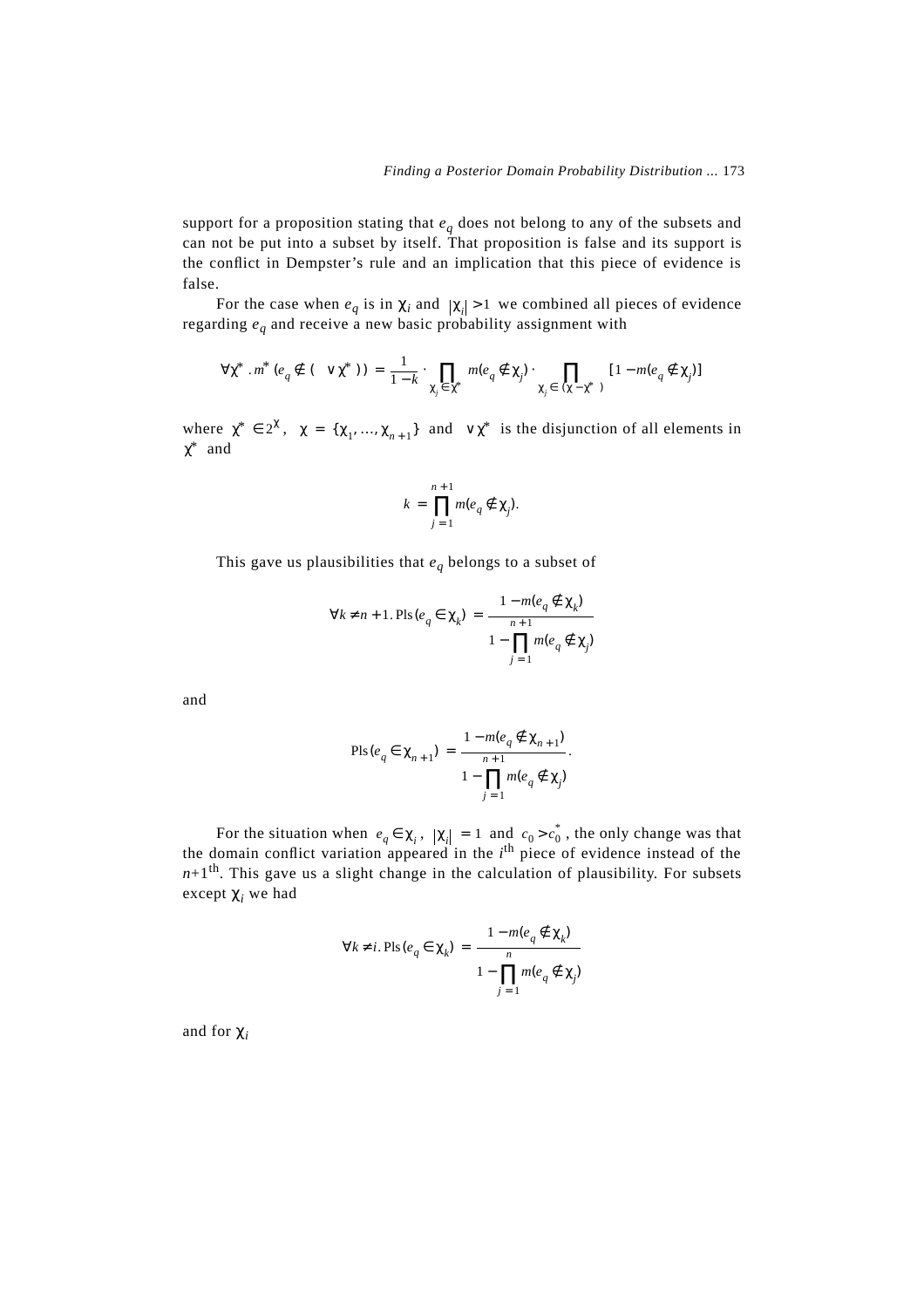support for a proposition stating that $e_q$ does not belong to any of the subsets and can not be put into a subset by itself. That proposition is false and its support is the conflict in Dempster's rule and an implication that this piece of evidence is false.

For the case when $e_q$ is in $\chi_i$ and $|\chi_i| > 1$ we combined all pieces of evidence regarding $e_q$ and receive a new basic probability assignment with

$$\forall \chi^* . m^*(e_q \notin (\vee \chi^*)) = \frac{1}{1-k} \cdot \prod_{\chi_j \in \chi^*} m(e_q \notin \chi_j) \cdot \prod_{\chi_j \in (\chi - \chi^*)} [1 - m(e_q \notin \chi_j)]$$

where $\chi^* \in 2^{\chi}$, $\chi = \{\chi_1, \ldots, \chi_{n+1}\}$ and $\vee \chi^*$ is the disjunction of all elements in $\chi^*$ and

$$k = \prod_{j=1}^{n+1} m(e_q \notin \chi_j).$$

This gave us plausibilities that $e_q$ belongs to a subset of

$$\forall k \neq n+1 . \operatorname{Pls}(e_q \in \chi_k) = \frac{1 - m(e_q \notin \chi_k)}{1 - \prod_{j=1}^{n+1} m(e_q \notin \chi_j)}$$

and

$$\operatorname{Pls}(e_q \in \chi_{n+1}) = \frac{1 - m(e_q \notin \chi_{n+1})}{1 - \prod_{j=1}^{n+1} m(e_q \notin \chi_j)}.$$

For the situation when $e_q \in \chi_i$, $|\chi_i| = 1$ and $c_0 > c_0^*$, the only change was that the domain conflict variation appeared in the $i^{\text{th}}$ piece of evidence instead of the $n+1^{\text{th}}$. This gave us a slight change in the calculation of plausibility. For subsets except $\chi_i$ we had

$$\forall k \neq i . \operatorname{Pls}(e_q \in \chi_k) = \frac{1 - m(e_q \notin \chi_k)}{1 - \prod_{j=1}^{n} m(e_q \notin \chi_j)}$$

and for $\chi_i$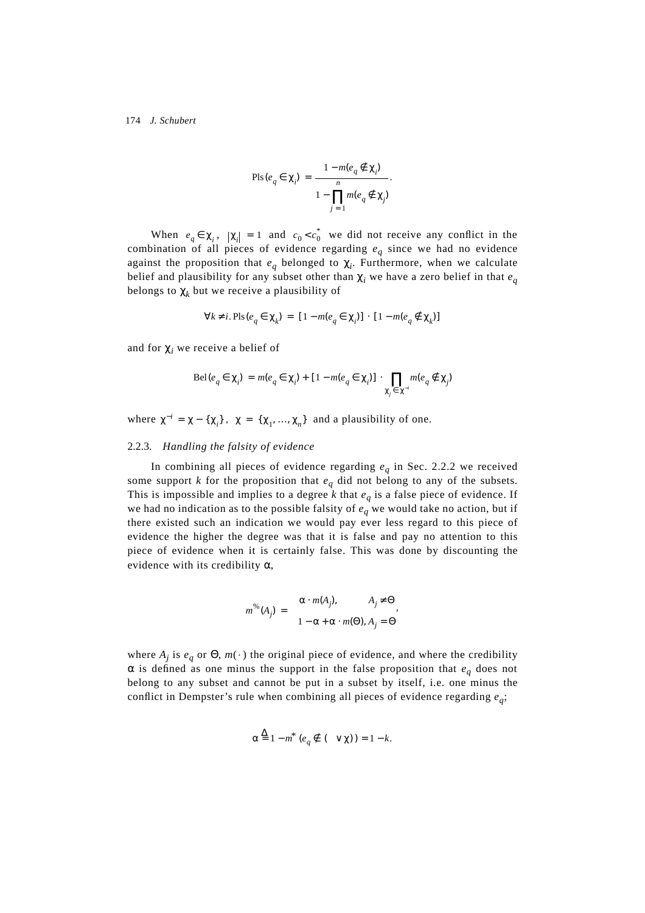$$\text{Pls}(e_q \in \chi_i) = \frac{1 - m(e_q \notin \chi_i)}{1 - \prod_{j=1}^{n} m(e_q \notin \chi_j)}.$$

When $e_q \in \chi_i$, $|\chi_i| = 1$ and $c_0 < c_0^*$ we did not receive any conflict in the combination of all pieces of evidence regarding $e_q$ since we had no evidence against the proposition that $e_q$ belonged to $\chi_i$. Furthermore, when we calculate belief and plausibility for any subset other than $\chi_i$ we have a zero belief in that $e_q$ belongs to $\chi_k$ but we receive a plausibility of

$$\forall k \neq i. \text{Pls}(e_q \in \chi_k) = [1 - m(e_q \in \chi_i)] \cdot [1 - m(e_q \notin \chi_k)]$$

and for $\chi_i$ we receive a belief of

$$\text{Bel}(e_q \in \chi_i) = m(e_q \in \chi_i) + [1 - m(e_q \in \chi_i)] \cdot \prod_{\chi_j \in \chi^{-i}} m(e_q \notin \chi_j)$$

where $\chi^{-i} = \chi - \{\chi_i\}$, $\chi = \{\chi_1, \ldots, \chi_n\}$ and a plausibility of one.

### 2.2.3. *Handling the falsity of evidence*

In combining all pieces of evidence regarding $e_q$ in Sec. 2.2.2 we received some support $k$ for the proposition that $e_q$ did not belong to any of the subsets. This is impossible and implies to a degree $k$ that $e_q$ is a false piece of evidence. If we had no indication as to the possible falsity of $e_q$ we would take no action, but if there existed such an indication we would pay ever less regard to this piece of evidence the higher the degree was that it is false and pay no attention to this piece of evidence when it is certainly false. This was done by discounting the evidence with its credibility $\alpha$,

$$m^{\%}(A_j) = \begin{cases} \alpha \cdot m(A_j), & A_j \neq \Theta \\ 1 - \alpha + \alpha \cdot m(\Theta), & A_j = \Theta \end{cases},$$

where $A_j$ is $e_q$ or $\Theta$, $m(\cdot)$ the original piece of evidence, and where the credibility $\alpha$ is defined as one minus the support in the false proposition that $e_q$ does not belong to any subset and cannot be put in a subset by itself, i.e. one minus the conflict in Dempster's rule when combining all pieces of evidence regarding $e_q$;

$$\alpha \triangleq 1 - m^*(e_q \notin (\vee \chi)) = 1 - k.$$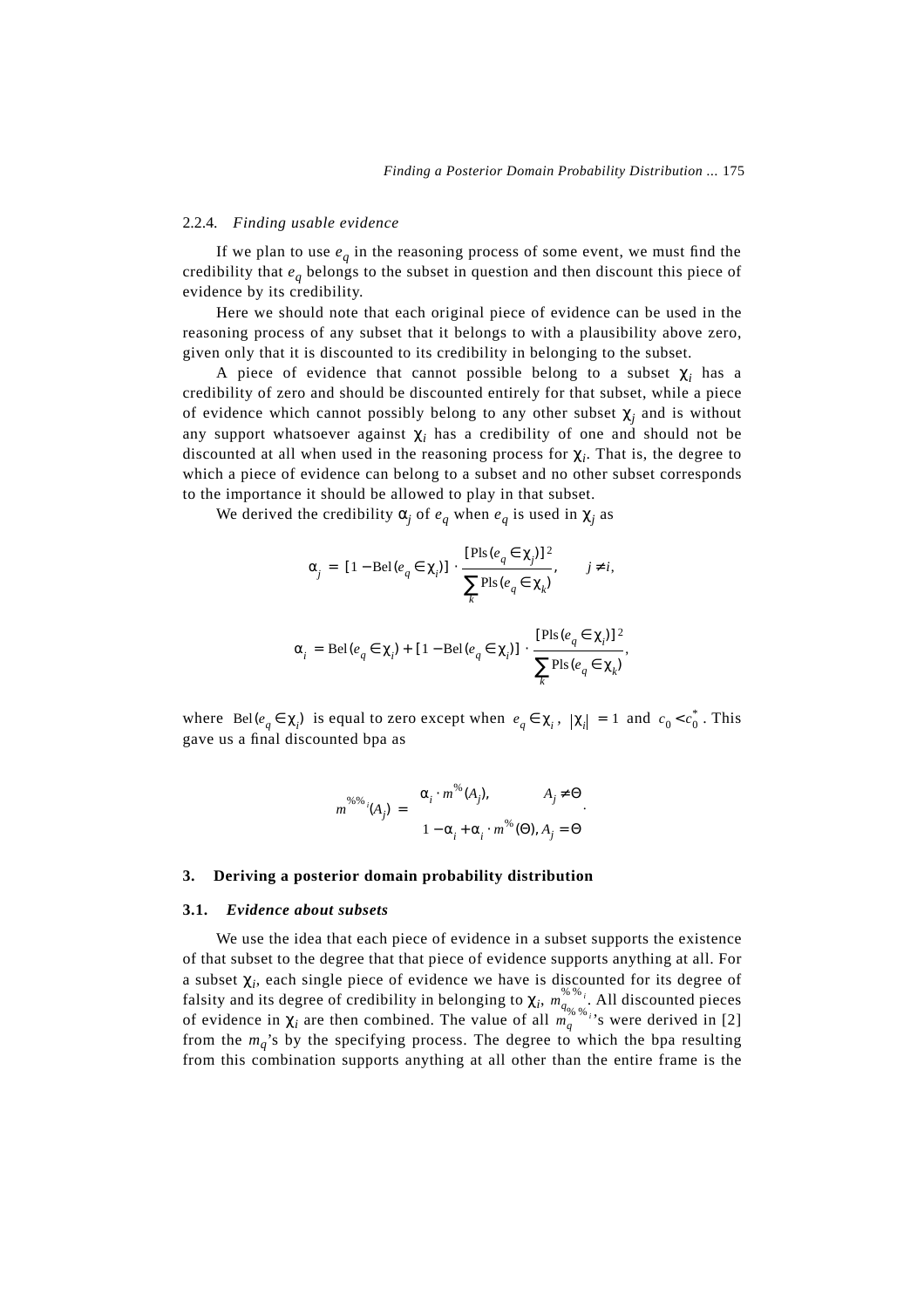### 2.2.4. *Finding usable evidence*

If we plan to use $e_q$ in the reasoning process of some event, we must find the credibility that $e_q$ belongs to the subset in question and then discount this piece of evidence by its credibility.

Here we should note that each original piece of evidence can be used in the reasoning process of any subset that it belongs to with a plausibility above zero, given only that it is discounted to its credibility in belonging to the subset.

A piece of evidence that cannot possible belong to a subset $\chi_i$ has a credibility of zero and should be discounted entirely for that subset, while a piece of evidence which cannot possibly belong to any other subset $\chi_j$ and is without any support whatsoever against $\chi_i$ has a credibility of one and should not be discounted at all when used in the reasoning process for $\chi_i$. That is, the degree to which a piece of evidence can belong to a subset and no other subset corresponds to the importance it should be allowed to play in that subset.

We derived the credibility $\alpha_j$ of $e_q$ when $e_q$ is used in $\chi_j$ as

$$\alpha_j = [1 - \mathrm{Bel}(e_q \in \chi_i)] \cdot \frac{[\mathrm{Pls}(e_q \in \chi_j)]^2}{\sum_k \mathrm{Pls}(e_q \in \chi_k)}, \qquad j \neq i,$$

$$\alpha_i = \mathrm{Bel}(e_q \in \chi_i) + [1 - \mathrm{Bel}(e_q \in \chi_i)] \cdot \frac{[\mathrm{Pls}(e_q \in \chi_i)]^2}{\sum_k \mathrm{Pls}(e_q \in \chi_k)},$$

where $\mathrm{Bel}(e_q \in \chi_i)$ is equal to zero except when $e_q \in \chi_i$, $|\chi_i| = 1$ and $c_0 < c_0^*$. This gave us a final discounted bpa as

$$m^{\%\%_i}(A_j) = \begin{cases} \alpha_i \cdot m^{\%}(A_j), & A_j \neq \Theta \\ 1 - \alpha_i + \alpha_i \cdot m^{\%}(\Theta), & A_j = \Theta \end{cases}.$$

## 3. Deriving a posterior domain probability distribution

### 3.1. *Evidence about subsets*

We use the idea that each piece of evidence in a subset supports the existence of that subset to the degree that that piece of evidence supports anything at all. For a subset $\chi_i$, each single piece of evidence we have is discounted for its degree of falsity and its degree of credibility in belonging to $\chi_i$, $m_{q}^{\%\%_i}$. All discounted pieces of evidence in $\chi_i$ are then combined. The value of all $m_q^{\%\%_i}$'s were derived in [2] from the $m_q$'s by the specifying process. The degree to which the bpa resulting from this combination supports anything at all other than the entire frame is the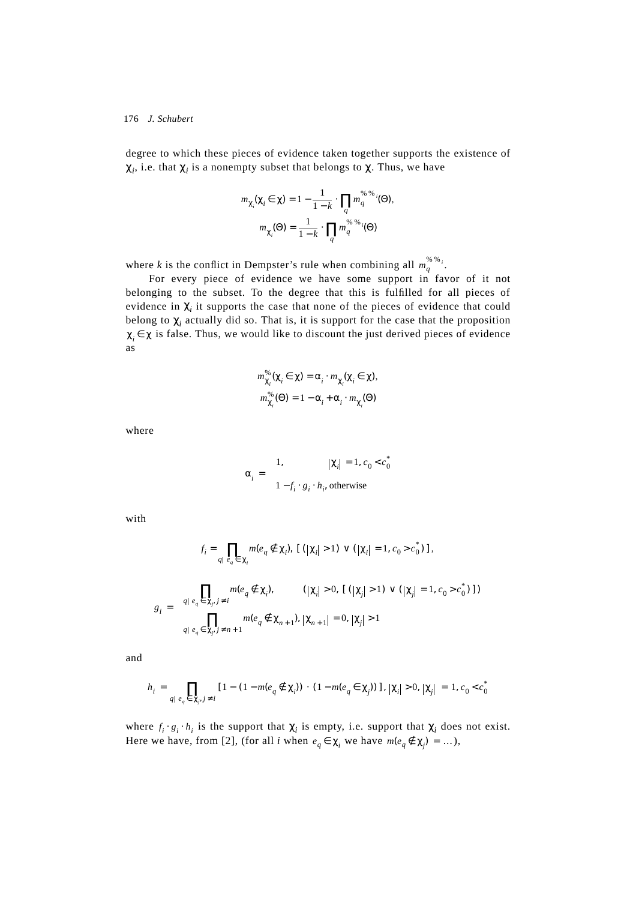degree to which these pieces of evidence taken together supports the existence of $\chi_i$, i.e. that $\chi_i$ is a nonempty subset that belongs to $\chi$. Thus, we have

$$m_{\chi_i}(\chi_i \in \chi) = 1 - \frac{1}{1-k} \cdot \prod_q m_q^{\%\%_i}(\Theta),$$
$$m_{\chi_i}(\Theta) = \frac{1}{1-k} \cdot \prod_q m_q^{\%\%_i}(\Theta)$$

where $k$ is the conflict in Dempster's rule when combining all $m_q^{\%\%_i}$.

For every piece of evidence we have some support in favor of it not belonging to the subset. To the degree that this is fulfilled for all pieces of evidence in $\chi_i$ it supports the case that none of the pieces of evidence that could belong to $\chi_i$ actually did so. That is, it is support for the case that the proposition $\chi_i \in \chi$ is false. Thus, we would like to discount the just derived pieces of evidence as

$$m_{\chi_i}^{\%}(\chi_i \in \chi) = \alpha_i \cdot m_{\chi_i}(\chi_i \in \chi),$$
$$m_{\chi_i}^{\%}(\Theta) = 1 - \alpha_i + \alpha_i \cdot m_{\chi_i}(\Theta)$$

where

$$\alpha_i = \begin{cases} 1, & |\chi_i| = 1, c_0 < c_0^* \\ 1 - f_i \cdot g_i \cdot h_i, & \text{otherwise} \end{cases}$$

with

$$f_i = \prod_{q|\, e_q \in \chi_i} m(e_q \notin \chi_i),\ [\,(|\chi_i| > 1) \vee (|\chi_i| = 1, c_0 > c_0^*)\,],$$

$$g_i = \begin{cases} \displaystyle\prod_{q|\, e_q \in \chi_j, j \neq i} m(e_q \notin \chi_i), & (|\chi_i| > 0, [\,(|\chi_j| > 1) \vee (|\chi_j| = 1, c_0 > c_0^*)\,]) \\ \displaystyle\prod_{q|\, e_q \in \chi_j, j \neq n+1} m(e_q \notin \chi_{n+1}), & |\chi_{n+1}| = 0, |\chi_j| > 1 \end{cases}$$

and

$$h_i = \prod_{q|\, e_q \in \chi_j, j \neq i} [\,1 - (1 - m(e_q \notin \chi_i)) \cdot (1 - m(e_q \in \chi_j))\,],\ |\chi_i| > 0, |\chi_j| = 1, c_0 < c_0^*$$

where $f_i \cdot g_i \cdot h_i$ is the support that $\chi_i$ is empty, i.e. support that $\chi_i$ does not exist. Here we have, from [2], (for all $i$ when $e_q \in \chi_i$ we have $m(e_q \notin \chi_j) = \ldots$),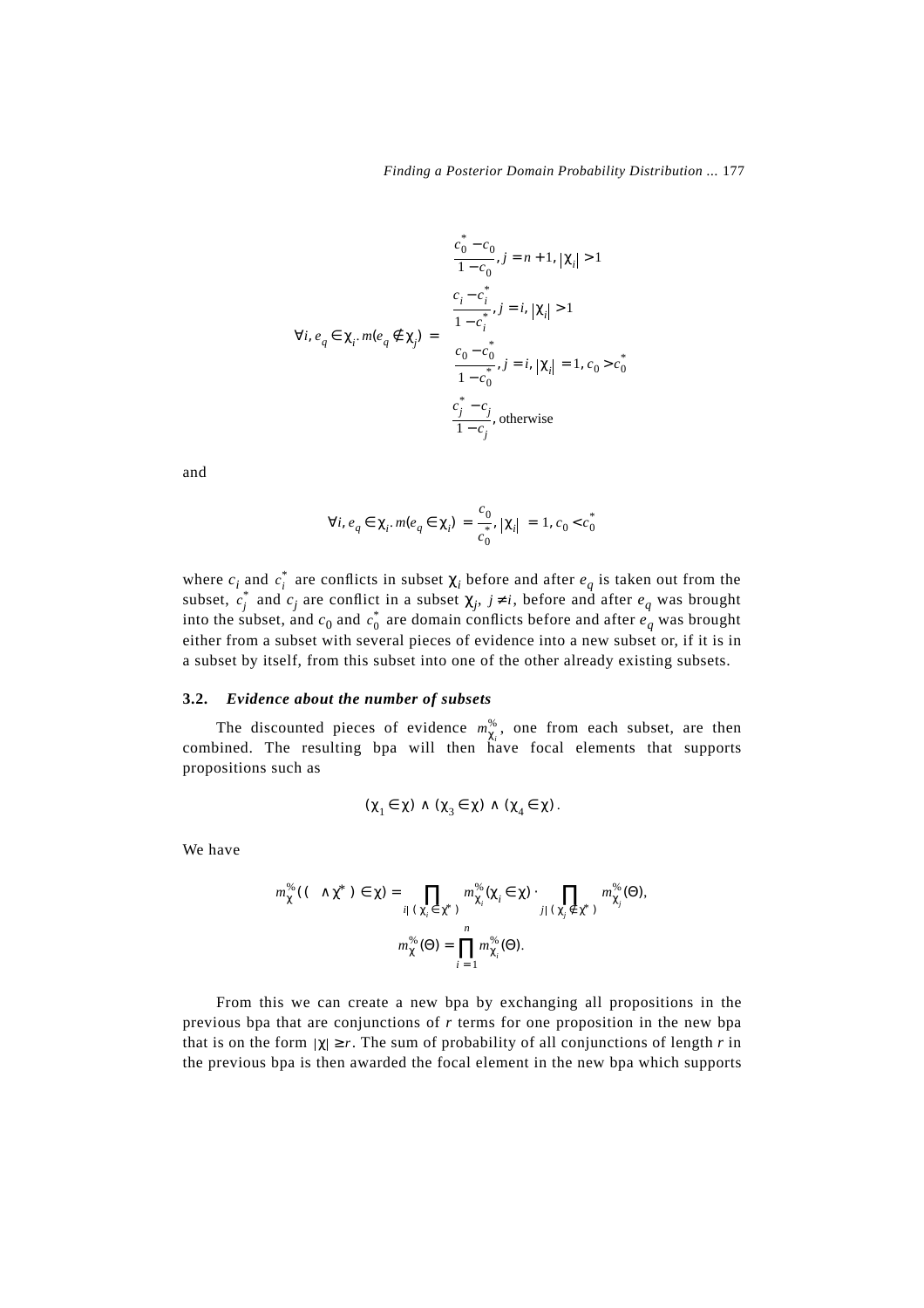$$\forall i, e_q \in \chi_i.\, m(e_q \notin \chi_j) = \begin{cases} \dfrac{c_0^* - c_0}{1 - c_0}, j = n+1, |\chi_i| > 1 \\[2ex] \dfrac{c_i - c_i^*}{1 - c_i^*}, j = i, |\chi_i| > 1 \\[2ex] \dfrac{c_0 - c_0^*}{1 - c_0^*}, j = i, |\chi_i| = 1, c_0 > c_0^* \\[2ex] \dfrac{c_j^* - c_j}{1 - c_j}, \text{otherwise} \end{cases}$$

and

$$\forall i, e_q \in \chi_i.\, m(e_q \in \chi_i) = \frac{c_0}{c_0^*}, |\chi_i| = 1, c_0 < c_0^*$$

where $c_i$ and $c_i^*$ are conflicts in subset $\chi_i$ before and after $e_q$ is taken out from the subset, $c_j^*$ and $c_j$ are conflict in a subset $\chi_j$, $j \neq i$, before and after $e_q$ was brought into the subset, and $c_0$ and $c_0^*$ are domain conflicts before and after $e_q$ was brought either from a subset with several pieces of evidence into a new subset or, if it is in a subset by itself, from this subset into one of the other already existing subsets.

### 3.2. *Evidence about the number of subsets*

The discounted pieces of evidence $m_{\chi_i}^{\%}$, one from each subset, are then combined. The resulting bpa will then have focal elements that supports propositions such as

$$(\chi_1 \in \chi) \wedge (\chi_3 \in \chi) \wedge (\chi_4 \in \chi).$$

We have

$$m_{\chi}^{\%}((\wedge \chi^*) \in \chi) = \prod_{i | (\chi_i \in \chi^*)} m_{\chi_i}^{\%}(\chi_i \in \chi) \cdot \prod_{j | (\chi_j \notin \chi^*)} m_{\chi_j}^{\%}(\Theta),$$

$$m_{\chi}^{\%}(\Theta) = \prod_{i=1}^{n} m_{\chi_i}^{\%}(\Theta).$$

From this we can create a new bpa by exchanging all propositions in the previous bpa that are conjunctions of $r$ terms for one proposition in the new bpa that is on the form $|\chi| \geq r$. The sum of probability of all conjunctions of length $r$ in the previous bpa is then awarded the focal element in the new bpa which supports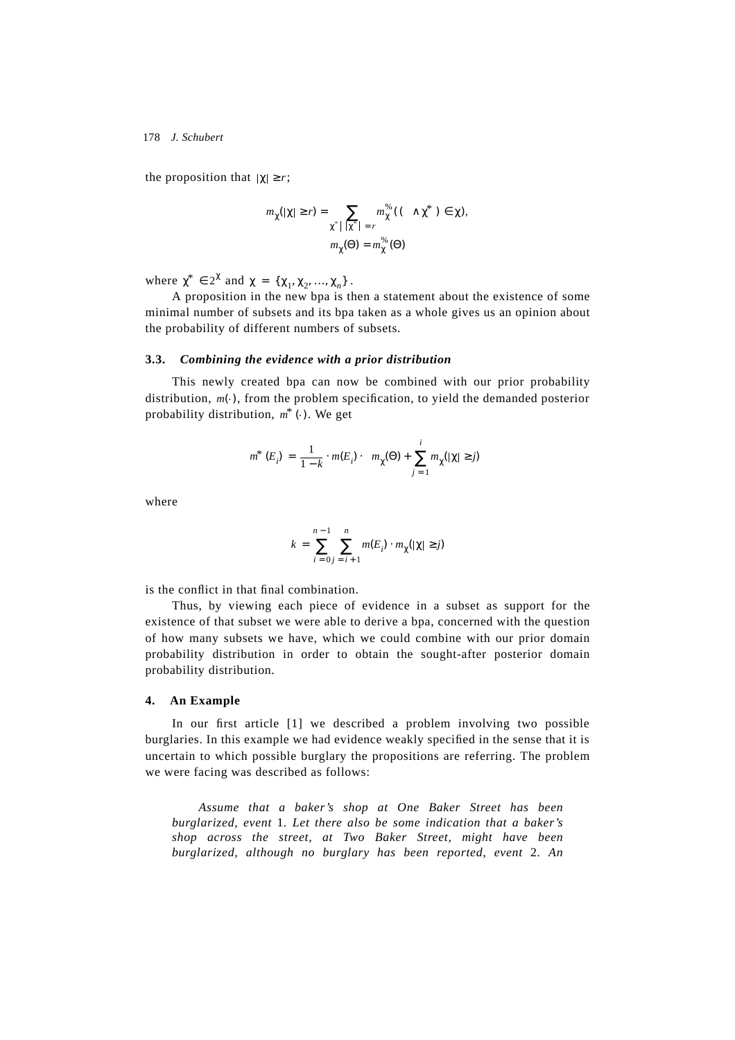the proposition that $|\chi| \geq r$;

$$m_\chi(|\chi| \geq r) = \sum_{\chi^* \mid |\chi^*| = r} m_\chi^{\%}((\wedge\chi^*) \in \chi),$$
$$m_\chi(\Theta) = m_\chi^{\%}(\Theta)$$

where $\chi^* \in 2^\chi$ and $\chi = \{\chi_1, \chi_2, \ldots, \chi_n\}$.

A proposition in the new bpa is then a statement about the existence of some minimal number of subsets and its bpa taken as a whole gives us an opinion about the probability of different numbers of subsets.

### 3.3. *Combining the evidence with a prior distribution*

This newly created bpa can now be combined with our prior probability distribution, $m(\cdot)$, from the problem specification, to yield the demanded posterior probability distribution, $m^*(\cdot)$. We get

$$m^*(E_i) = \frac{1}{1-k} \cdot m(E_i) \cdot \left( m_\chi(\Theta) + \sum_{j=1}^{i} m_\chi(|\chi| \geq j) \right)$$

where

$$k = \sum_{i=0}^{n-1} \sum_{j=i+1}^{n} m(E_i) \cdot m_\chi(|\chi| \geq j)$$

is the conflict in that final combination.

Thus, by viewing each piece of evidence in a subset as support for the existence of that subset we were able to derive a bpa, concerned with the question of how many subsets we have, which we could combine with our prior domain probability distribution in order to obtain the sought-after posterior domain probability distribution.

## 4. An Example

In our first article [1] we described a problem involving two possible burglaries. In this example we had evidence weakly specified in the sense that it is uncertain to which possible burglary the propositions are referring. The problem we were facing was described as follows:

> *Assume that a baker's shop at One Baker Street has been burglarized, event* 1*. Let there also be some indication that a baker's shop across the street, at Two Baker Street, might have been burglarized, although no burglary has been reported, event* 2*. An*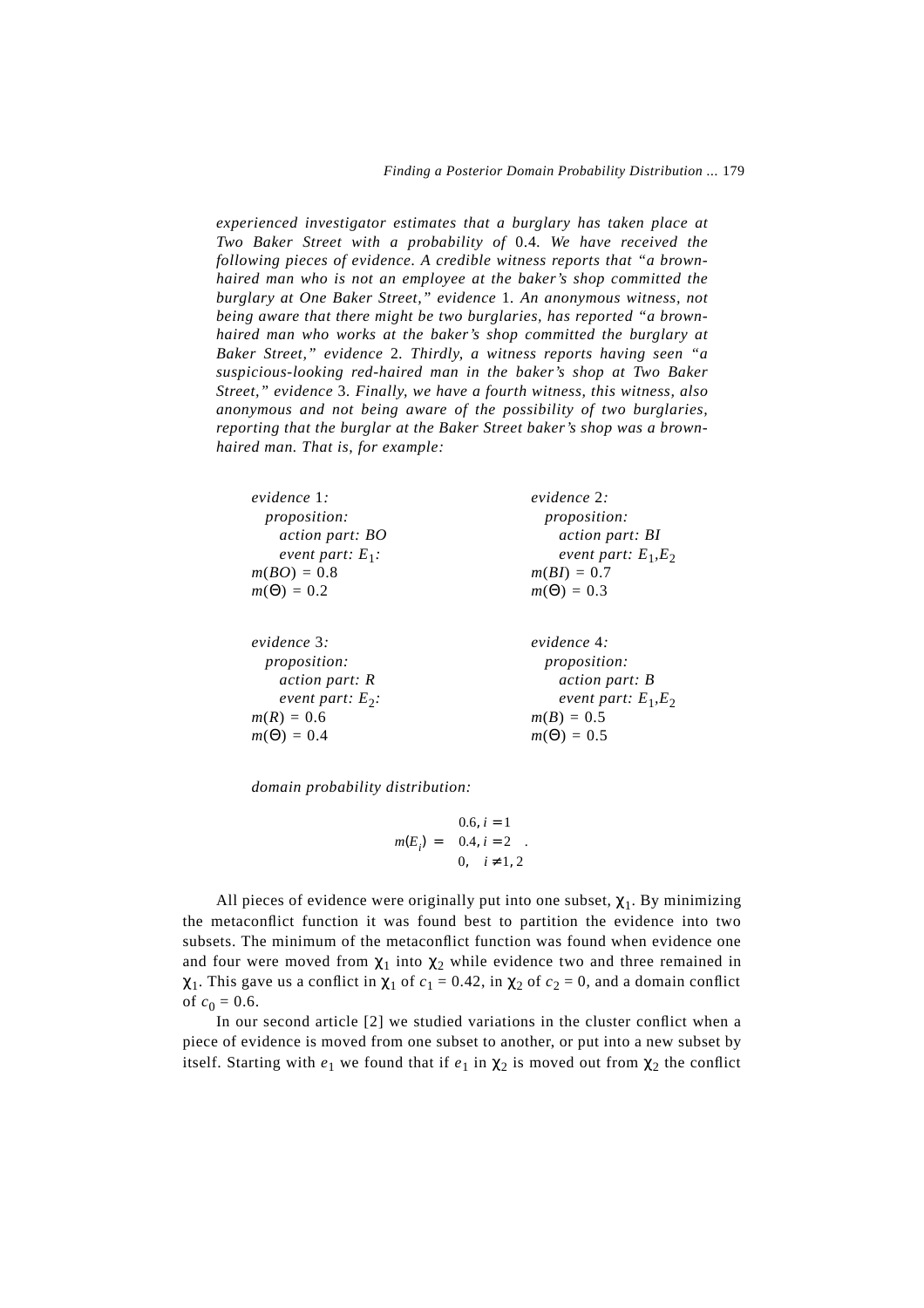*experienced investigator estimates that a burglary has taken place at Two Baker Street with a probability of* 0.4*. We have received the following pieces of evidence. A credible witness reports that "a brown-haired man who is not an employee at the baker's shop committed the burglary at One Baker Street," evidence* 1*. An anonymous witness, not being aware that there might be two burglaries, has reported "a brown-haired man who works at the baker's shop committed the burglary at Baker Street," evidence* 2*. Thirdly, a witness reports having seen "a suspicious-looking red-haired man in the baker's shop at Two Baker Street," evidence* 3*. Finally, we have a fourth witness, this witness, also anonymous and not being aware of the possibility of two burglaries, reporting that the burglar at the Baker Street baker's shop was a brown-haired man. That is, for example:*

*evidence* 1*:*
*proposition:*
*action part: BO*
*event part:* $E_1$*:*
$m(BO) = 0.8$
$m(\Theta) = 0.2$

*evidence* 2*:*
*proposition:*
*action part: BI*
*event part:* $E_1,E_2$
$m(BI) = 0.7$
$m(\Theta) = 0.3$

*evidence* 3*:*
*proposition:*
*action part: R*
*event part:* $E_2$*:*
$m(R) = 0.6$
$m(\Theta) = 0.4$

*evidence* 4*:*
*proposition:*
*action part: B*
*event part:* $E_1,E_2$
$m(B) = 0.5$
$m(\Theta) = 0.5$

*domain probability distribution:*

$$m(E_i) = \begin{cases} 0.6, & i = 1 \\ 0.4, & i = 2 \\ 0, & i \neq 1, 2 \end{cases}.$$

All pieces of evidence were originally put into one subset, $\chi_1$. By minimizing the metaconflict function it was found best to partition the evidence into two subsets. The minimum of the metaconflict function was found when evidence one and four were moved from $\chi_1$ into $\chi_2$ while evidence two and three remained in $\chi_1$. This gave us a conflict in $\chi_1$ of $c_1 = 0.42$, in $\chi_2$ of $c_2 = 0$, and a domain conflict of $c_0 = 0.6$.

In our second article [2] we studied variations in the cluster conflict when a piece of evidence is moved from one subset to another, or put into a new subset by itself. Starting with $e_1$ we found that if $e_1$ in $\chi_2$ is moved out from $\chi_2$ the conflict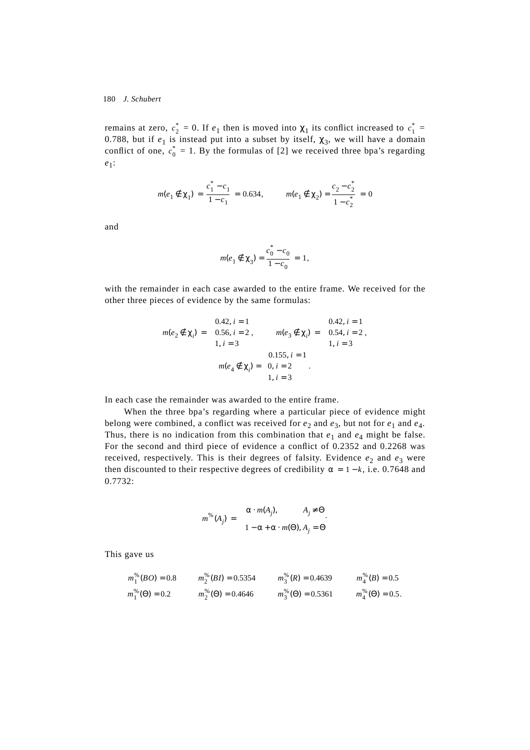remains at zero, $c_2^* = 0$. If $e_1$ then is moved into $\chi_1$ its conflict increased to $c_1^* = 0.788$, but if $e_1$ is instead put into a subset by itself, $\chi_3$, we will have a domain conflict of one, $c_0^* = 1$. By the formulas of [2] we received three bpa's regarding $e_1$:

$$m(e_1 \notin \chi_1) = \frac{c_1^* - c_1}{1 - c_1} = 0.634, \qquad m(e_1 \notin \chi_2) = \frac{c_2 - c_2^*}{1 - c_2^*} = 0$$

and

$$m(e_1 \notin \chi_3) = \frac{c_0^* - c_0}{1 - c_0} = 1,$$

with the remainder in each case awarded to the entire frame. We received for the other three pieces of evidence by the same formulas:

$$m(e_2 \notin \chi_i) = \begin{cases} 0.42, & i = 1 \\ 0.56, & i = 2 \\ 1, & i = 3 \end{cases}, \qquad m(e_3 \notin \chi_i) = \begin{cases} 0.42, & i = 1 \\ 0.54, & i = 2 \\ 1, & i = 3 \end{cases},$$

$$m(e_4 \notin \chi_i) = \begin{cases} 0.155, & i = 1 \\ 0, & i = 2 \\ 1, & i = 3 \end{cases}.$$

In each case the remainder was awarded to the entire frame.

When the three bpa's regarding where a particular piece of evidence might belong were combined, a conflict was received for $e_2$ and $e_3$, but not for $e_1$ and $e_4$. Thus, there is no indication from this combination that $e_1$ and $e_4$ might be false. For the second and third piece of evidence a conflict of 0.2352 and 0.2268 was received, respectively. This is their degrees of falsity. Evidence $e_2$ and $e_3$ were then discounted to their respective degrees of credibility $\alpha = 1 - k$, i.e. 0.7648 and 0.7732:

$$m^{\%}(A_j) = \begin{cases} \alpha \cdot m(A_j), & A_j \neq \Theta \\ 1 - \alpha + \alpha \cdot m(\Theta), & A_j = \Theta \end{cases}.$$

This gave us

$$m_1^{\%}(BO) = 0.8 \qquad m_2^{\%}(BI) = 0.5354 \qquad m_3^{\%}(R) = 0.4639 \qquad m_4^{\%}(B) = 0.5$$
$$m_1^{\%}(\Theta) = 0.2 \qquad m_2^{\%}(\Theta) = 0.4646 \qquad m_3^{\%}(\Theta) = 0.5361 \qquad m_4^{\%}(\Theta) = 0.5.$$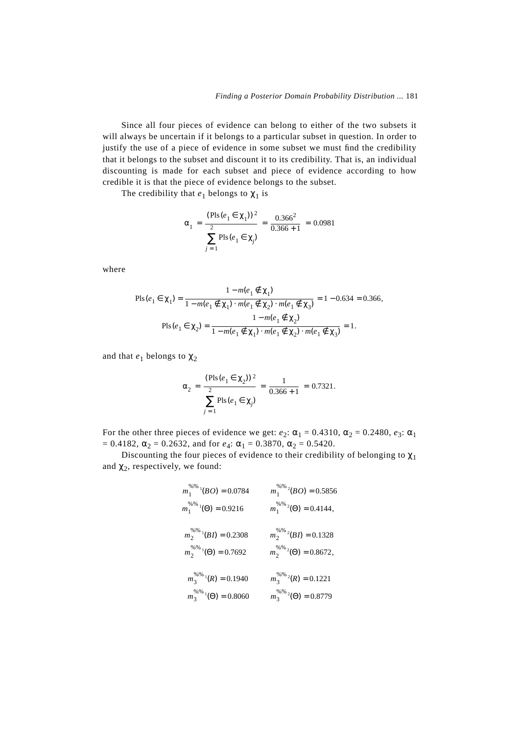Since all four pieces of evidence can belong to either of the two subsets it will always be uncertain if it belongs to a particular subset in question. In order to justify the use of a piece of evidence in some subset we must find the credibility that it belongs to the subset and discount it to its credibility. That is, an individual discounting is made for each subset and piece of evidence according to how credible it is that the piece of evidence belongs to the subset.

The credibility that $e_1$ belongs to $\chi_1$ is

$$\alpha_1 = \frac{(\mathrm{Pls}(e_1 \in \chi_1))^2}{\sum_{j=1}^{2} \mathrm{Pls}(e_1 \in \chi_j)} = \frac{0.366^2}{0.366 + 1} = 0.0981$$

where

$$\mathrm{Pls}(e_1 \in \chi_1) = \frac{1 - m(e_1 \notin \chi_1)}{1 - m(e_1 \notin \chi_1) \cdot m(e_1 \notin \chi_2) \cdot m(e_1 \notin \chi_3)} = 1 - 0.634 = 0.366,$$

$$\mathrm{Pls}(e_1 \in \chi_2) = \frac{1 - m(e_1 \notin \chi_2)}{1 - m(e_1 \notin \chi_1) \cdot m(e_1 \notin \chi_2) \cdot m(e_1 \notin \chi_3)} = 1.$$

and that $e_1$ belongs to $\chi_2$

$$\alpha_2 = \frac{(\mathrm{Pls}(e_1 \in \chi_2))^2}{\sum_{j=1}^{2} \mathrm{Pls}(e_1 \in \chi_j)} = \frac{1}{0.366 + 1} = 0.7321.$$

For the other three pieces of evidence we get: $e_2$: $\alpha_1 = 0.4310$, $\alpha_2 = 0.2480$, $e_3$: $\alpha_1 = 0.4182$, $\alpha_2 = 0.2632$, and for $e_4$: $\alpha_1 = 0.3870$, $\alpha_2 = 0.5420$.

Discounting the four pieces of evidence to their credibility of belonging to $\chi_1$ and $\chi_2$, respectively, we found:

$$m_1^{\%\%_1}(BO) = 0.0784 \qquad m_1^{\%\%_2}(BO) = 0.5856$$
$$m_1^{\%\%_1}(\Theta) = 0.9216 \qquad m_1^{\%\%_2}(\Theta) = 0.4144,$$

$$m_2^{\%\%_1}(BI) = 0.2308 \qquad m_2^{\%\%_2}(BI) = 0.1328$$
$$m_2^{\%\%_1}(\Theta) = 0.7692 \qquad m_2^{\%\%_2}(\Theta) = 0.8672,$$

$$m_3^{\%\%_1}(R) = 0.1940 \qquad m_3^{\%\%_2}(R) = 0.1221$$
$$m_3^{\%\%_1}(\Theta) = 0.8060 \qquad m_3^{\%\%_2}(\Theta) = 0.8779$$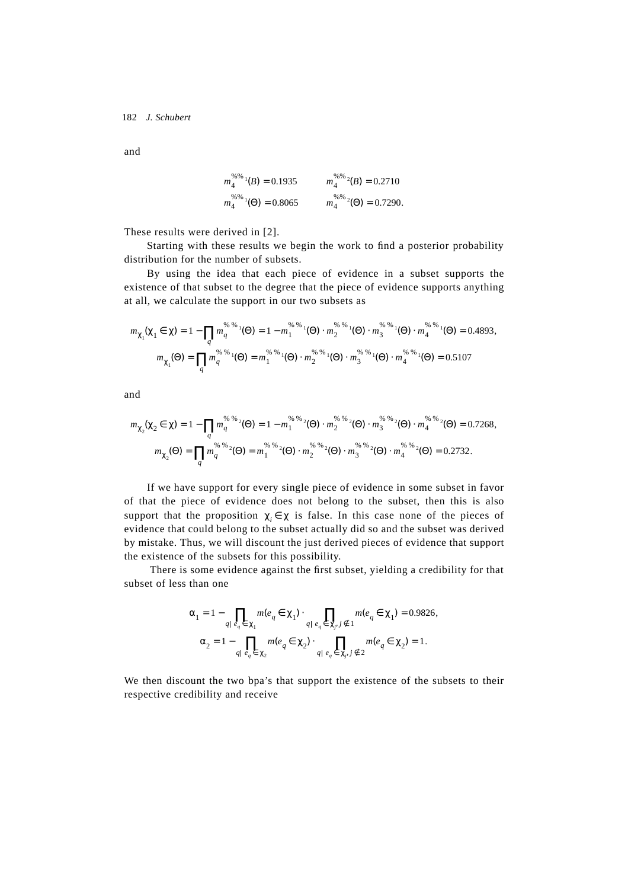and

$$m_4^{\%\%_1}(B) = 0.1935 \qquad m_4^{\%\%_2}(B) = 0.2710$$
$$m_4^{\%\%_1}(\Theta) = 0.8065 \qquad m_4^{\%\%_2}(\Theta) = 0.7290.$$

These results were derived in [2].

Starting with these results we begin the work to find a posterior probability distribution for the number of subsets.

By using the idea that each piece of evidence in a subset supports the existence of that subset to the degree that the piece of evidence supports anything at all, we calculate the support in our two subsets as

$$m_{\chi_1}(\chi_1 \in \chi) = 1 - \prod_q m_q^{\%\%_1}(\Theta) = 1 - m_1^{\%\%_1}(\Theta) \cdot m_2^{\%\%_1}(\Theta) \cdot m_3^{\%\%_1}(\Theta) \cdot m_4^{\%\%_1}(\Theta) = 0.4893,$$
$$m_{\chi_1}(\Theta) = \prod_q m_q^{\%\%_1}(\Theta) = m_1^{\%\%_1}(\Theta) \cdot m_2^{\%\%_1}(\Theta) \cdot m_3^{\%\%_1}(\Theta) \cdot m_4^{\%\%_1}(\Theta) = 0.5107$$

and

$$m_{\chi_2}(\chi_2 \in \chi) = 1 - \prod_q m_q^{\%\%_2}(\Theta) = 1 - m_1^{\%\%_2}(\Theta) \cdot m_2^{\%\%_2}(\Theta) \cdot m_3^{\%\%_2}(\Theta) \cdot m_4^{\%\%_2}(\Theta) = 0.7268,$$
$$m_{\chi_2}(\Theta) = \prod_q m_q^{\%\%_2}(\Theta) = m_1^{\%\%_2}(\Theta) \cdot m_2^{\%\%_2}(\Theta) \cdot m_3^{\%\%_2}(\Theta) \cdot m_4^{\%\%_2}(\Theta) = 0.2732.$$

If we have support for every single piece of evidence in some subset in favor of that the piece of evidence does not belong to the subset, then this is also support that the proposition $\chi_i \in \chi$ is false. In this case none of the pieces of evidence that could belong to the subset actually did so and the subset was derived by mistake. Thus, we will discount the just derived pieces of evidence that support the existence of the subsets for this possibility.

There is some evidence against the first subset, yielding a credibility for that subset of less than one

$$\alpha_1 = 1 - \prod_{q|\, e_q \in \chi_1} m(e_q \in \chi_1) \cdot \prod_{q|\, e_q \in \chi_j,\, j \notin 1} m(e_q \in \chi_1) = 0.9826,$$
$$\alpha_2 = 1 - \prod_{q|\, e_q \in \chi_2} m(e_q \in \chi_2) \cdot \prod_{q|\, e_q \in \chi_j,\, j \notin 2} m(e_q \in \chi_2) = 1.$$

We then discount the two bpa's that support the existence of the subsets to their respective credibility and receive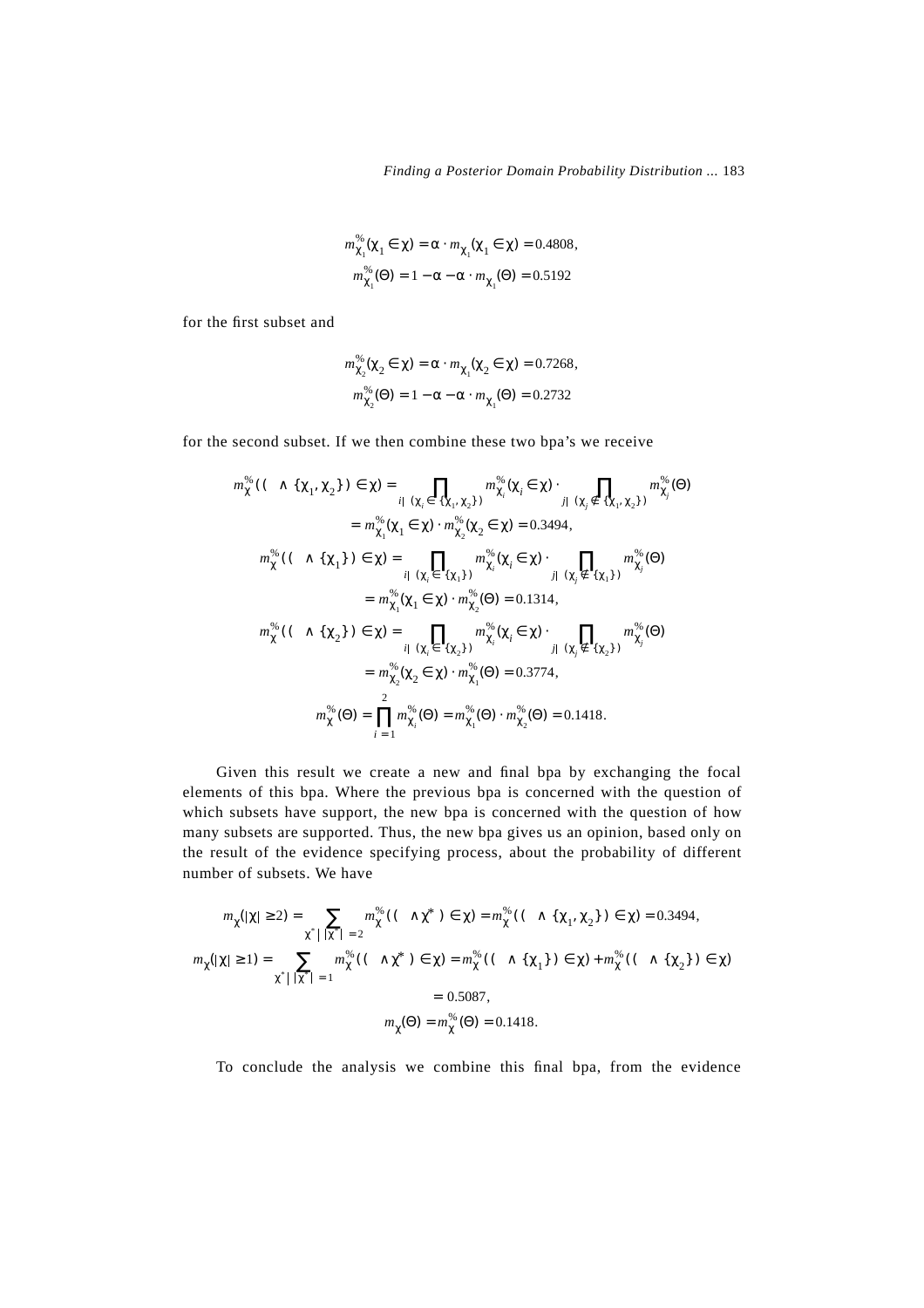$$m^{\%}_{\chi_1}(\chi_1 \in \chi) = \alpha \cdot m_{\chi_1}(\chi_1 \in \chi) = 0.4808,$$
$$m^{\%}_{\chi_1}(\Theta) = 1 - \alpha - \alpha \cdot m_{\chi_1}(\Theta) = 0.5192$$

for the first subset and

$$m^{\%}_{\chi_2}(\chi_2 \in \chi) = \alpha \cdot m_{\chi_1}(\chi_2 \in \chi) = 0.7268,$$
$$m^{\%}_{\chi_2}(\Theta) = 1 - \alpha - \alpha \cdot m_{\chi_1}(\Theta) = 0.2732$$

for the second subset. If we then combine these two bpa's we receive

$$m^{\%}_{\chi}((\wedge \{\chi_1, \chi_2\}) \in \chi) = \prod_{i|(\chi_i \in \{\chi_1, \chi_2\})} m^{\%}_{\chi_i}(\chi_i \in \chi) \cdot \prod_{j|(\chi_j \notin \{\chi_1, \chi_2\})} m^{\%}_{\chi_j}(\Theta)$$
$$= m^{\%}_{\chi_1}(\chi_1 \in \chi) \cdot m^{\%}_{\chi_2}(\chi_2 \in \chi) = 0.3494,$$
$$m^{\%}_{\chi}((\wedge \{\chi_1\}) \in \chi) = \prod_{i|(\chi_i \in \{\chi_1\})} m^{\%}_{\chi_i}(\chi_i \in \chi) \cdot \prod_{j|(\chi_j \notin \{\chi_1\})} m^{\%}_{\chi_j}(\Theta)$$
$$= m^{\%}_{\chi_1}(\chi_1 \in \chi) \cdot m^{\%}_{\chi_2}(\Theta) = 0.1314,$$
$$m^{\%}_{\chi}((\wedge \{\chi_2\}) \in \chi) = \prod_{i|(\chi_i \in \{\chi_2\})} m^{\%}_{\chi_i}(\chi_i \in \chi) \cdot \prod_{j|(\chi_j \notin \{\chi_2\})} m^{\%}_{\chi_j}(\Theta)$$
$$= m^{\%}_{\chi_2}(\chi_2 \in \chi) \cdot m^{\%}_{\chi_1}(\Theta) = 0.3774,$$
$$m^{\%}_{\chi}(\Theta) = \prod_{i=1}^{2} m^{\%}_{\chi_i}(\Theta) = m^{\%}_{\chi_1}(\Theta) \cdot m^{\%}_{\chi_2}(\Theta) = 0.1418.$$

Given this result we create a new and final bpa by exchanging the focal elements of this bpa. Where the previous bpa is concerned with the question of which subsets have support, the new bpa is concerned with the question of how many subsets are supported. Thus, the new bpa gives us an opinion, based only on the result of the evidence specifying process, about the probability of different number of subsets. We have

$$m_{\chi}(|\chi| \geq 2) = \sum_{\chi^* | |\chi^*| = 2} m^{\%}_{\chi}((\wedge \chi^*) \in \chi) = m^{\%}_{\chi}((\wedge \{\chi_1, \chi_2\}) \in \chi) = 0.3494,$$
$$m_{\chi}(|\chi| \geq 1) = \sum_{\chi^* | |\chi^*| = 1} m^{\%}_{\chi}((\wedge \chi^*) \in \chi) = m^{\%}_{\chi}((\wedge \{\chi_1\}) \in \chi) + m^{\%}_{\chi}((\wedge \{\chi_2\}) \in \chi)$$
$$= 0.5087,$$
$$m_{\chi}(\Theta) = m^{\%}_{\chi}(\Theta) = 0.1418.$$

To conclude the analysis we combine this final bpa, from the evidence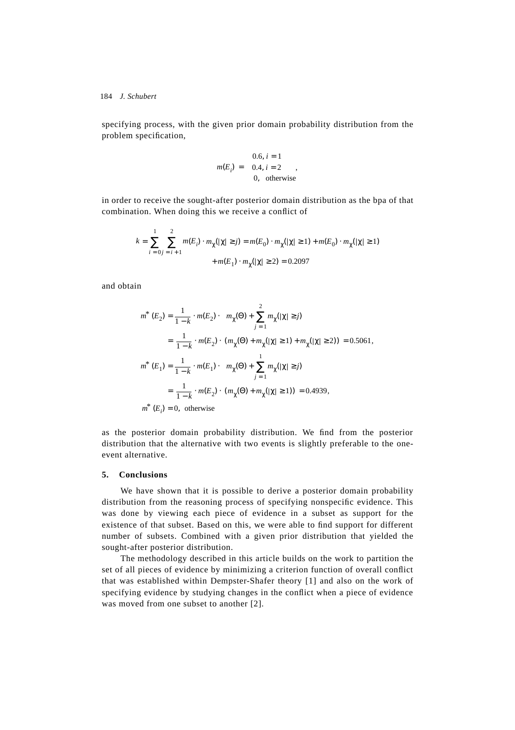specifying process, with the given prior domain probability distribution from the problem specification,

$$m(E_i) = \begin{cases} 0.6, & i = 1 \\ 0.4, & i = 2 \\ 0, & \text{otherwise} \end{cases},$$

in order to receive the sought-after posterior domain distribution as the bpa of that combination. When doing this we receive a conflict of

$$k = \sum_{i=0}^{1} \sum_{j=i+1}^{2} m(E_i) \cdot m_\chi(|\chi| \geq j) = m(E_0) \cdot m_\chi(|\chi| \geq 1) + m(E_0) \cdot m_\chi(|\chi| \geq 1)$$
$$+ m(E_1) \cdot m_\chi(|\chi| \geq 2) = 0.2097$$

and obtain

$$m^*(E_2) = \frac{1}{1-k} \cdot m(E_2) \cdot \left( m_\chi(\Theta) + \sum_{j=1}^{2} m_\chi(|\chi| \geq j) \right)$$
$$= \frac{1}{1-k} \cdot m(E_2) \cdot (m_\chi(\Theta) + m_\chi(|\chi| \geq 1) + m_\chi(|\chi| \geq 2)) = 0.5061,$$
$$m^*(E_1) = \frac{1}{1-k} \cdot m(E_1) \cdot \left( m_\chi(\Theta) + \sum_{j=1}^{1} m_\chi(|\chi| \geq j) \right)$$
$$= \frac{1}{1-k} \cdot m(E_2) \cdot (m_\chi(\Theta) + m_\chi(|\chi| \geq 1)) = 0.4939,$$
$$m^*(E_i) = 0, \text{ otherwise}$$

as the posterior domain probability distribution. We find from the posterior distribution that the alternative with two events is slightly preferable to the one-event alternative.

## 5. Conclusions

We have shown that it is possible to derive a posterior domain probability distribution from the reasoning process of specifying nonspecific evidence. This was done by viewing each piece of evidence in a subset as support for the existence of that subset. Based on this, we were able to find support for different number of subsets. Combined with a given prior distribution that yielded the sought-after posterior distribution.

The methodology described in this article builds on the work to partition the set of all pieces of evidence by minimizing a criterion function of overall conflict that was established within Dempster-Shafer theory [1] and also on the work of specifying evidence by studying changes in the conflict when a piece of evidence was moved from one subset to another [2].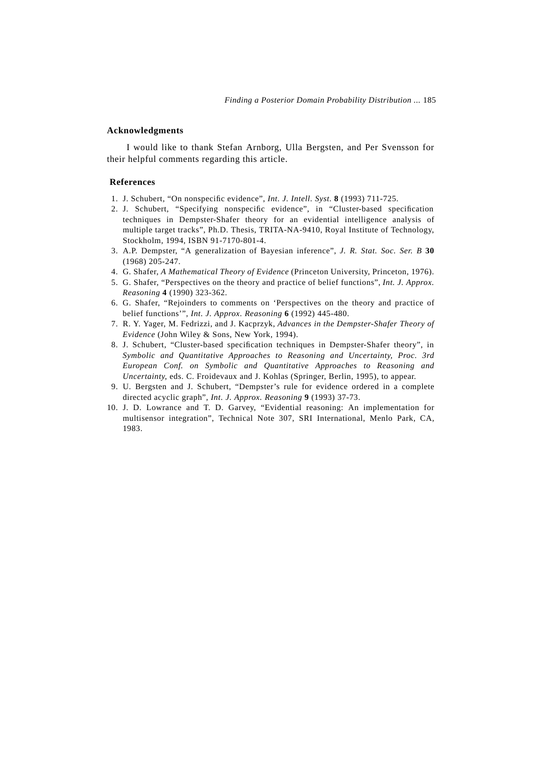### Acknowledgments

I would like to thank Stefan Arnborg, Ulla Bergsten, and Per Svensson for their helpful comments regarding this article.

### References

1. J. Schubert, “On nonspecific evidence”, *Int. J. Intell. Syst.* **8** (1993) 711-725.
2. J. Schubert, “Specifying nonspecific evidence”, in “Cluster-based specification techniques in Dempster-Shafer theory for an evidential intelligence analysis of multiple target tracks”, Ph.D. Thesis, TRITA-NA-9410, Royal Institute of Technology, Stockholm, 1994, ISBN 91-7170-801-4.
3. A.P. Dempster, “A generalization of Bayesian inference”, *J. R. Stat. Soc. Ser. B* **30** (1968) 205-247.
4. G. Shafer, *A Mathematical Theory of Evidence* (Princeton University, Princeton, 1976).
5. G. Shafer, “Perspectives on the theory and practice of belief functions”, *Int. J. Approx. Reasoning* **4** (1990) 323-362.
6. G. Shafer, “Rejoinders to comments on ‘Perspectives on the theory and practice of belief functions’”, *Int. J. Approx. Reasoning* **6** (1992) 445-480.
7. R. Y. Yager, M. Fedrizzi, and J. Kacprzyk, *Advances in the Dempster-Shafer Theory of Evidence* (John Wiley & Sons, New York, 1994).
8. J. Schubert, “Cluster-based specification techniques in Dempster-Shafer theory”, in *Symbolic and Quantitative Approaches to Reasoning and Uncertainty, Proc. 3rd European Conf. on Symbolic and Quantitative Approaches to Reasoning and Uncertainty*, eds. C. Froidevaux and J. Kohlas (Springer, Berlin, 1995), to appear.
9. U. Bergsten and J. Schubert, “Dempster’s rule for evidence ordered in a complete directed acyclic graph”, *Int. J. Approx. Reasoning* **9** (1993) 37-73.
10. J. D. Lowrance and T. D. Garvey, “Evidential reasoning: An implementation for multisensor integration”, Technical Note 307, SRI International, Menlo Park, CA, 1983.